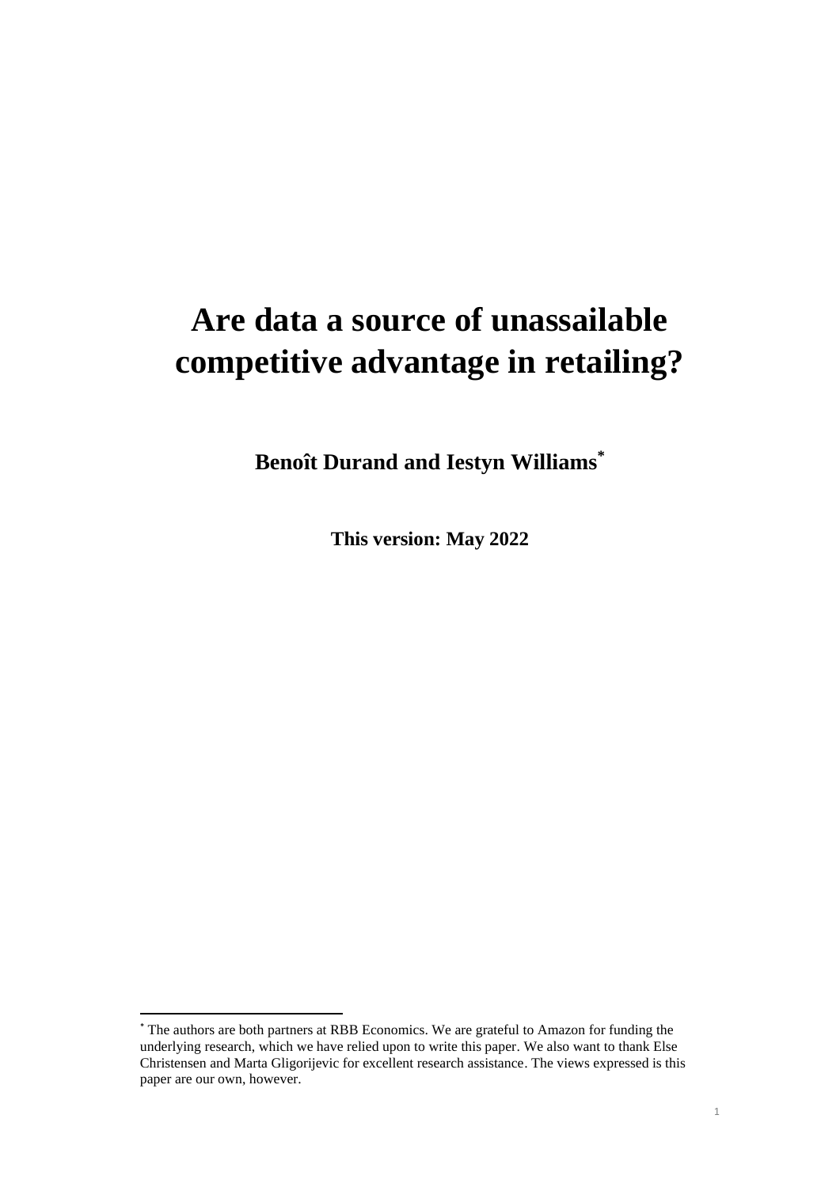# Are data a source of unassailable competitive advantage in retailing?

**Benoît Durand and Iestyn Williams[*]**

**This version: May 2022**

[*] The authors are both partners at RBB Economics. We are grateful to Amazon for funding the underlying research, which we have relied upon to write this paper. We also want to thank Else Christensen and Marta Gligorijevic for excellent research assistance. The views expressed is this paper are our own, however.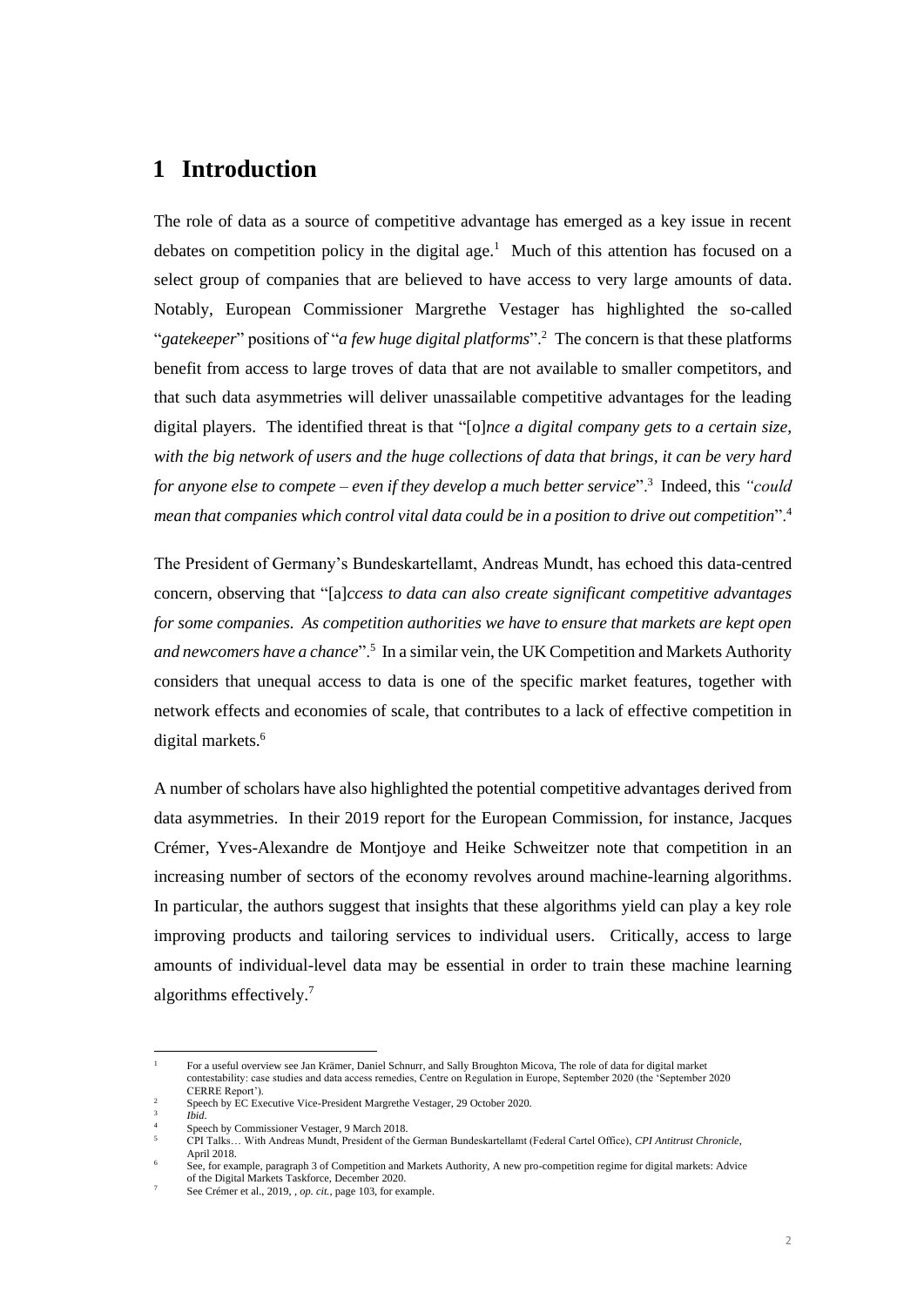# 1 Introduction

The role of data as a source of competitive advantage has emerged as a key issue in recent debates on competition policy in the digital age.[1] Much of this attention has focused on a select group of companies that are believed to have access to very large amounts of data. Notably, European Commissioner Margrethe Vestager has highlighted the so-called "*gatekeeper*" positions of "*a few huge digital platforms*".[2] The concern is that these platforms benefit from access to large troves of data that are not available to smaller competitors, and that such data asymmetries will deliver unassailable competitive advantages for the leading digital players. The identified threat is that "[o]*nce a digital company gets to a certain size, with the big network of users and the huge collections of data that brings, it can be very hard for anyone else to compete – even if they develop a much better service*".[3] Indeed, this *"could mean that companies which control vital data could be in a position to drive out competition*".[4]

The President of Germany's Bundeskartellamt, Andreas Mundt, has echoed this data-centred concern, observing that "[a]*ccess to data can also create significant competitive advantages for some companies. As competition authorities we have to ensure that markets are kept open and newcomers have a chance*".[5] In a similar vein, the UK Competition and Markets Authority considers that unequal access to data is one of the specific market features, together with network effects and economies of scale, that contributes to a lack of effective competition in digital markets.[6]

A number of scholars have also highlighted the potential competitive advantages derived from data asymmetries. In their 2019 report for the European Commission, for instance, Jacques Crémer, Yves-Alexandre de Montjoye and Heike Schweitzer note that competition in an increasing number of sectors of the economy revolves around machine-learning algorithms. In particular, the authors suggest that insights that these algorithms yield can play a key role improving products and tailoring services to individual users. Critically, access to large amounts of individual-level data may be essential in order to train these machine learning algorithms effectively.[7]

---

[1] For a useful overview see Jan Krämer, Daniel Schnurr, and Sally Broughton Micova, The role of data for digital market contestability: case studies and data access remedies, Centre on Regulation in Europe, September 2020 (the 'September 2020 CERRE Report').

[2] Speech by EC Executive Vice-President Margrethe Vestager, 29 October 2020.

[3] *Ibid*.

[4] Speech by Commissioner Vestager, 9 March 2018.

[5] CPI Talks… With Andreas Mundt, President of the German Bundeskartellamt (Federal Cartel Office), *CPI Antitrust Chronicle*, April 2018.

[6] See, for example, paragraph 3 of Competition and Markets Authority, A new pro-competition regime for digital markets: Advice of the Digital Markets Taskforce, December 2020.

[7] See Crémer et al., 2019, , *op. cit.*, page 103, for example.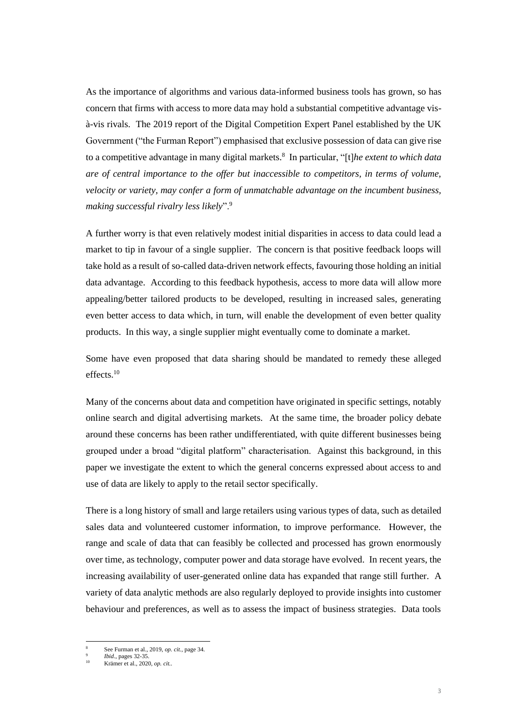As the importance of algorithms and various data-informed business tools has grown, so has concern that firms with access to more data may hold a substantial competitive advantage vis-à-vis rivals. The 2019 report of the Digital Competition Expert Panel established by the UK Government ("the Furman Report") emphasised that exclusive possession of data can give rise to a competitive advantage in many digital markets.[8] In particular, "[t]*he extent to which data are of central importance to the offer but inaccessible to competitors, in terms of volume, velocity or variety, may confer a form of unmatchable advantage on the incumbent business, making successful rivalry less likely*".[9]

A further worry is that even relatively modest initial disparities in access to data could lead a market to tip in favour of a single supplier. The concern is that positive feedback loops will take hold as a result of so-called data-driven network effects, favouring those holding an initial data advantage. According to this feedback hypothesis, access to more data will allow more appealing/better tailored products to be developed, resulting in increased sales, generating even better access to data which, in turn, will enable the development of even better quality products. In this way, a single supplier might eventually come to dominate a market.

Some have even proposed that data sharing should be mandated to remedy these alleged effects.[10]

Many of the concerns about data and competition have originated in specific settings, notably online search and digital advertising markets. At the same time, the broader policy debate around these concerns has been rather undifferentiated, with quite different businesses being grouped under a broad "digital platform" characterisation. Against this background, in this paper we investigate the extent to which the general concerns expressed about access to and use of data are likely to apply to the retail sector specifically.

There is a long history of small and large retailers using various types of data, such as detailed sales data and volunteered customer information, to improve performance. However, the range and scale of data that can feasibly be collected and processed has grown enormously over time, as technology, computer power and data storage have evolved. In recent years, the increasing availability of user-generated online data has expanded that range still further. A variety of data analytic methods are also regularly deployed to provide insights into customer behaviour and preferences, as well as to assess the impact of business strategies. Data tools

---

[8] See Furman et al., 2019, *op. cit.*, page 34.

[9] *Ibid*., pages 32-35.

[10] Krämer et al., 2020, *op. cit.*.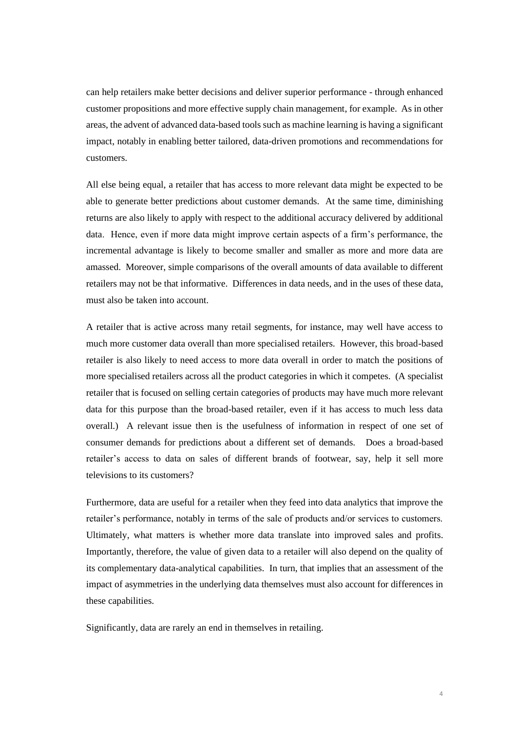can help retailers make better decisions and deliver superior performance - through enhanced customer propositions and more effective supply chain management, for example. As in other areas, the advent of advanced data-based tools such as machine learning is having a significant impact, notably in enabling better tailored, data-driven promotions and recommendations for customers.

All else being equal, a retailer that has access to more relevant data might be expected to be able to generate better predictions about customer demands. At the same time, diminishing returns are also likely to apply with respect to the additional accuracy delivered by additional data. Hence, even if more data might improve certain aspects of a firm's performance, the incremental advantage is likely to become smaller and smaller as more and more data are amassed. Moreover, simple comparisons of the overall amounts of data available to different retailers may not be that informative. Differences in data needs, and in the uses of these data, must also be taken into account.

A retailer that is active across many retail segments, for instance, may well have access to much more customer data overall than more specialised retailers. However, this broad-based retailer is also likely to need access to more data overall in order to match the positions of more specialised retailers across all the product categories in which it competes. (A specialist retailer that is focused on selling certain categories of products may have much more relevant data for this purpose than the broad-based retailer, even if it has access to much less data overall.) A relevant issue then is the usefulness of information in respect of one set of consumer demands for predictions about a different set of demands. Does a broad-based retailer's access to data on sales of different brands of footwear, say, help it sell more televisions to its customers?

Furthermore, data are useful for a retailer when they feed into data analytics that improve the retailer's performance, notably in terms of the sale of products and/or services to customers. Ultimately, what matters is whether more data translate into improved sales and profits. Importantly, therefore, the value of given data to a retailer will also depend on the quality of its complementary data-analytical capabilities. In turn, that implies that an assessment of the impact of asymmetries in the underlying data themselves must also account for differences in these capabilities.

Significantly, data are rarely an end in themselves in retailing.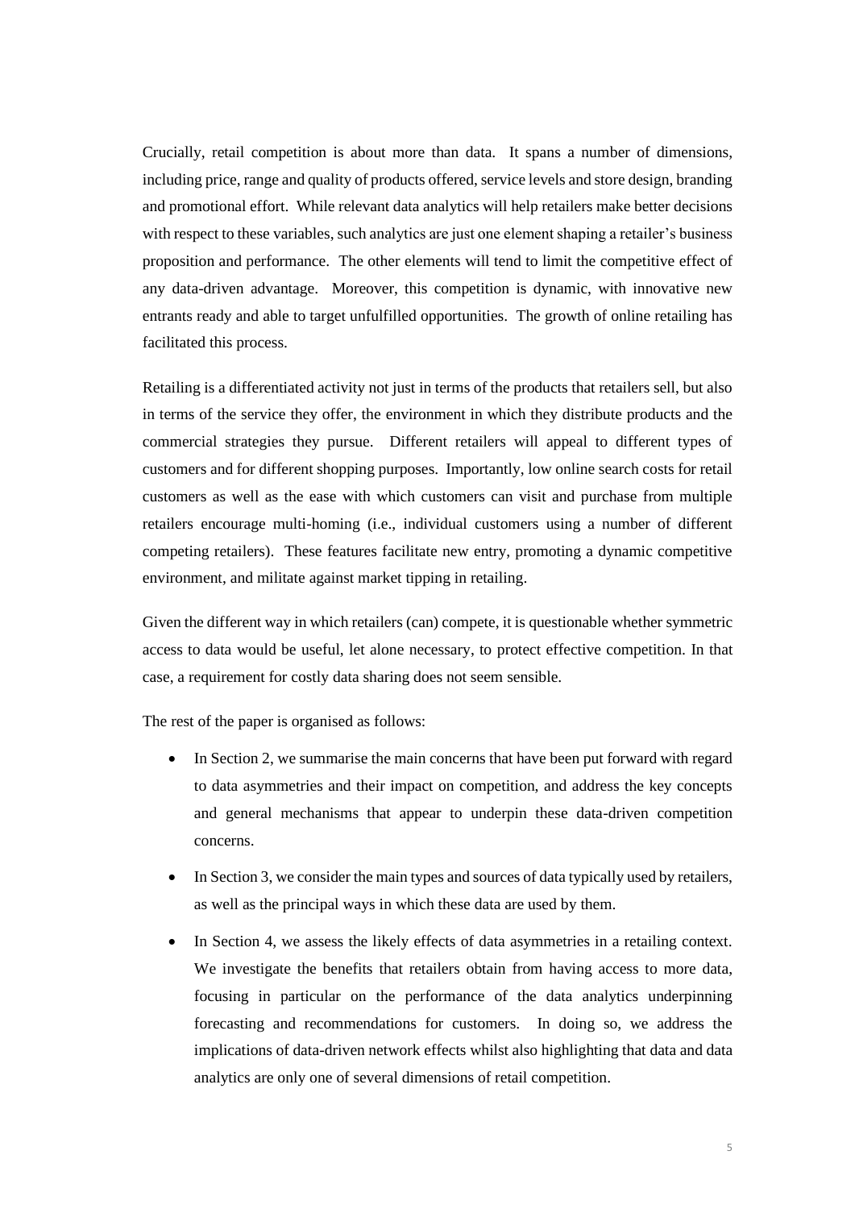Crucially, retail competition is about more than data. It spans a number of dimensions, including price, range and quality of products offered, service levels and store design, branding and promotional effort. While relevant data analytics will help retailers make better decisions with respect to these variables, such analytics are just one element shaping a retailer's business proposition and performance. The other elements will tend to limit the competitive effect of any data-driven advantage. Moreover, this competition is dynamic, with innovative new entrants ready and able to target unfulfilled opportunities. The growth of online retailing has facilitated this process.

Retailing is a differentiated activity not just in terms of the products that retailers sell, but also in terms of the service they offer, the environment in which they distribute products and the commercial strategies they pursue. Different retailers will appeal to different types of customers and for different shopping purposes. Importantly, low online search costs for retail customers as well as the ease with which customers can visit and purchase from multiple retailers encourage multi-homing (i.e., individual customers using a number of different competing retailers). These features facilitate new entry, promoting a dynamic competitive environment, and militate against market tipping in retailing.

Given the different way in which retailers (can) compete, it is questionable whether symmetric access to data would be useful, let alone necessary, to protect effective competition. In that case, a requirement for costly data sharing does not seem sensible.

The rest of the paper is organised as follows:

- In Section 2, we summarise the main concerns that have been put forward with regard to data asymmetries and their impact on competition, and address the key concepts and general mechanisms that appear to underpin these data-driven competition concerns.
- In Section 3, we consider the main types and sources of data typically used by retailers, as well as the principal ways in which these data are used by them.
- In Section 4, we assess the likely effects of data asymmetries in a retailing context. We investigate the benefits that retailers obtain from having access to more data, focusing in particular on the performance of the data analytics underpinning forecasting and recommendations for customers. In doing so, we address the implications of data-driven network effects whilst also highlighting that data and data analytics are only one of several dimensions of retail competition.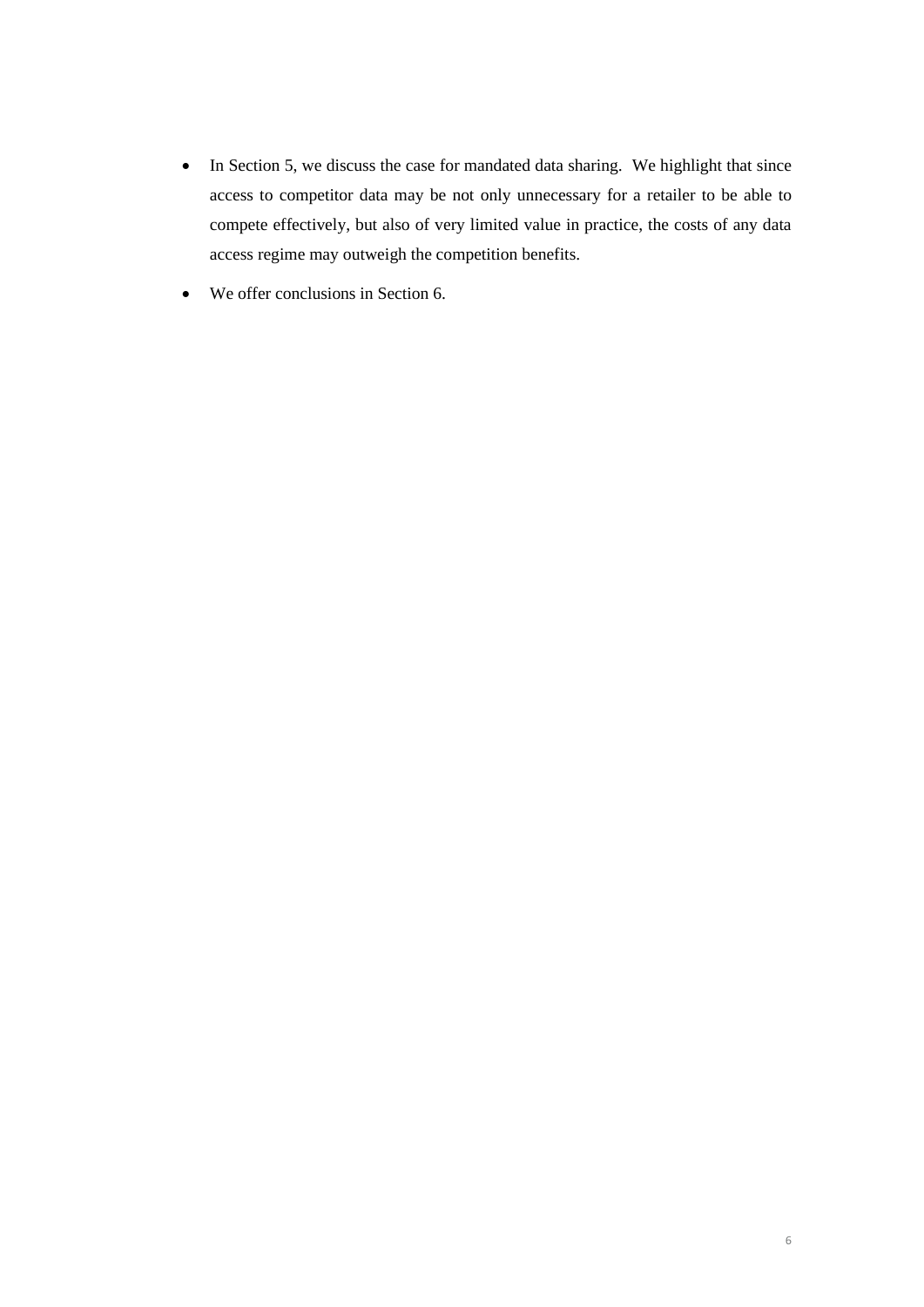- In Section 5, we discuss the case for mandated data sharing. We highlight that since access to competitor data may be not only unnecessary for a retailer to be able to compete effectively, but also of very limited value in practice, the costs of any data access regime may outweigh the competition benefits.
- We offer conclusions in Section 6.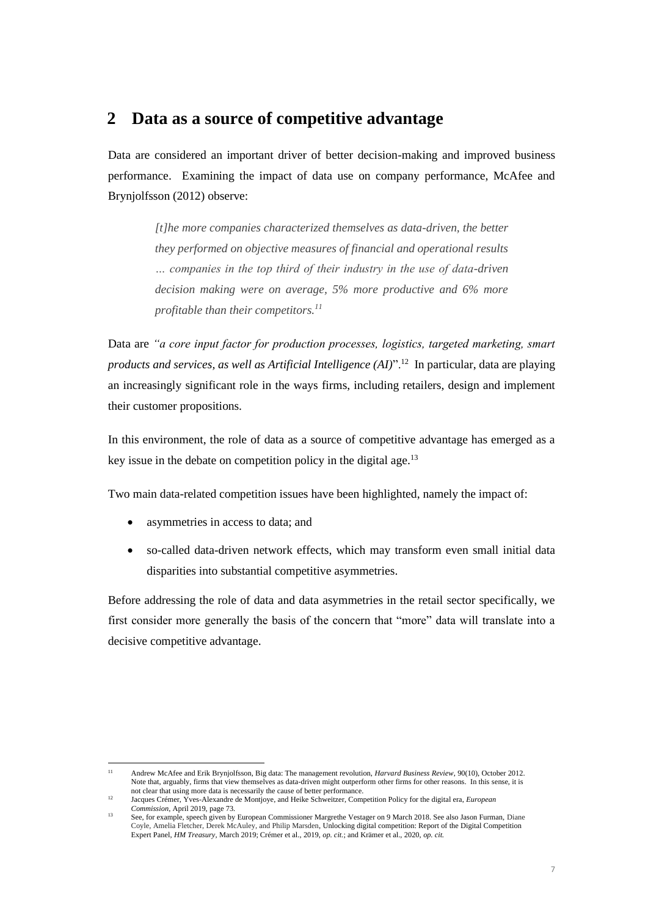## 2 Data as a source of competitive advantage

Data are considered an important driver of better decision-making and improved business performance. Examining the impact of data use on company performance, McAfee and Brynjolfsson (2012) observe:

> *[t]he more companies characterized themselves as data-driven, the better they performed on objective measures of financial and operational results … companies in the top third of their industry in the use of data-driven decision making were on average, 5% more productive and 6% more profitable than their competitors.*[11]

Data are *"a core input factor for production processes, logistics, targeted marketing, smart products and services, as well as Artificial Intelligence (AI)*".[12] In particular, data are playing an increasingly significant role in the ways firms, including retailers, design and implement their customer propositions.

In this environment, the role of data as a source of competitive advantage has emerged as a key issue in the debate on competition policy in the digital age.[13]

Two main data-related competition issues have been highlighted, namely the impact of:

- asymmetries in access to data; and
- so-called data-driven network effects, which may transform even small initial data disparities into substantial competitive asymmetries.

Before addressing the role of data and data asymmetries in the retail sector specifically, we first consider more generally the basis of the concern that "more" data will translate into a decisive competitive advantage.

---

[11] Andrew McAfee and Erik Brynjolfsson, Big data: The management revolution, *Harvard Business Review*, 90(10), October 2012. Note that, arguably, firms that view themselves as data-driven might outperform other firms for other reasons. In this sense, it is not clear that using more data is necessarily the cause of better performance.

[12] Jacques Crémer, Yves-Alexandre de Montjoye, and Heike Schweitzer, Competition Policy for the digital era, *European Commission*, April 2019, page 73.

[13] See, for example, speech given by European Commissioner Margrethe Vestager on 9 March 2018. See also Jason Furman, Diane Coyle, Amelia Fletcher, Derek McAuley, and Philip Marsden, Unlocking digital competition: Report of the Digital Competition Expert Panel, *HM Treasury*, March 2019; Crémer et al., 2019, *op. cit.*; and Krämer et al., 2020, *op. cit.*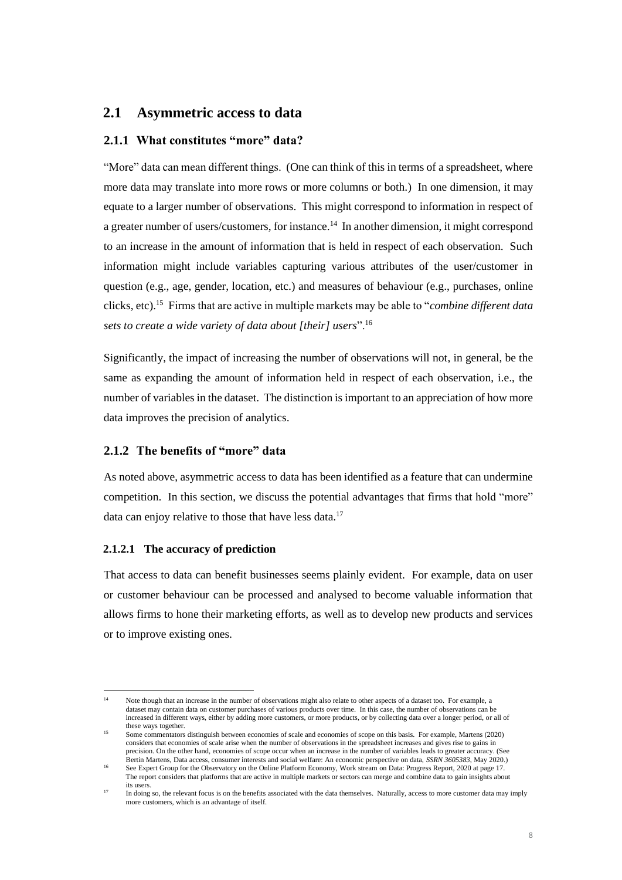## 2.1 Asymmetric access to data

### 2.1.1 What constitutes "more" data?

"More" data can mean different things. (One can think of this in terms of a spreadsheet, where more data may translate into more rows or more columns or both.) In one dimension, it may equate to a larger number of observations. This might correspond to information in respect of a greater number of users/customers, for instance.[14] In another dimension, it might correspond to an increase in the amount of information that is held in respect of each observation. Such information might include variables capturing various attributes of the user/customer in question (e.g., age, gender, location, etc.) and measures of behaviour (e.g., purchases, online clicks, etc).[15] Firms that are active in multiple markets may be able to "*combine different data sets to create a wide variety of data about [their] users*".[16]

Significantly, the impact of increasing the number of observations will not, in general, be the same as expanding the amount of information held in respect of each observation, i.e., the number of variables in the dataset. The distinction is important to an appreciation of how more data improves the precision of analytics.

### 2.1.2 The benefits of "more" data

As noted above, asymmetric access to data has been identified as a feature that can undermine competition. In this section, we discuss the potential advantages that firms that hold "more" data can enjoy relative to those that have less data.[17]

#### 2.1.2.1 The accuracy of prediction

That access to data can benefit businesses seems plainly evident. For example, data on user or customer behaviour can be processed and analysed to become valuable information that allows firms to hone their marketing efforts, as well as to develop new products and services or to improve existing ones.

---

[14] Note though that an increase in the number of observations might also relate to other aspects of a dataset too. For example, a dataset may contain data on customer purchases of various products over time. In this case, the number of observations can be increased in different ways, either by adding more customers, or more products, or by collecting data over a longer period, or all of these ways together.

[15] Some commentators distinguish between economies of scale and economies of scope on this basis. For example, Martens (2020) considers that economies of scale arise when the number of observations in the spreadsheet increases and gives rise to gains in precision. On the other hand, economies of scope occur when an increase in the number of variables leads to greater accuracy. (See Bertin Martens, Data access, consumer interests and social welfare: An economic perspective on data, *SSRN 3605383*, May 2020.)

[16] See Expert Group for the Observatory on the Online Platform Economy, Work stream on Data: Progress Report, 2020 at page 17. The report considers that platforms that are active in multiple markets or sectors can merge and combine data to gain insights about its users.

[17] In doing so, the relevant focus is on the benefits associated with the data themselves. Naturally, access to more customer data may imply more customers, which is an advantage of itself.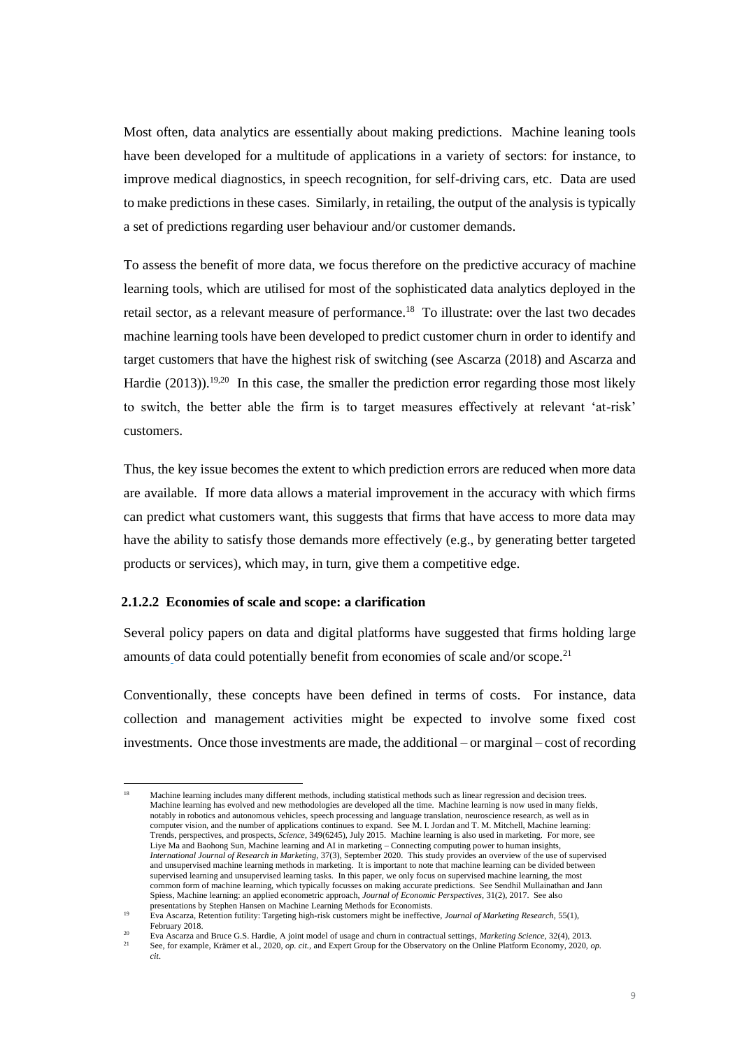Most often, data analytics are essentially about making predictions. Machine leaning tools have been developed for a multitude of applications in a variety of sectors: for instance, to improve medical diagnostics, in speech recognition, for self-driving cars, etc. Data are used to make predictions in these cases. Similarly, in retailing, the output of the analysis is typically a set of predictions regarding user behaviour and/or customer demands.

To assess the benefit of more data, we focus therefore on the predictive accuracy of machine learning tools, which are utilised for most of the sophisticated data analytics deployed in the retail sector, as a relevant measure of performance.[18] To illustrate: over the last two decades machine learning tools have been developed to predict customer churn in order to identify and target customers that have the highest risk of switching (see Ascarza (2018) and Ascarza and Hardie (2013)).[19,20] In this case, the smaller the prediction error regarding those most likely to switch, the better able the firm is to target measures effectively at relevant 'at-risk' customers.

Thus, the key issue becomes the extent to which prediction errors are reduced when more data are available. If more data allows a material improvement in the accuracy with which firms can predict what customers want, this suggests that firms that have access to more data may have the ability to satisfy those demands more effectively (e.g., by generating better targeted products or services), which may, in turn, give them a competitive edge.

#### 2.1.2.2 Economies of scale and scope: a clarification

Several policy papers on data and digital platforms have suggested that firms holding large amounts of data could potentially benefit from economies of scale and/or scope.[21]

Conventionally, these concepts have been defined in terms of costs. For instance, data collection and management activities might be expected to involve some fixed cost investments. Once those investments are made, the additional – or marginal – cost of recording

---

[18] Machine learning includes many different methods, including statistical methods such as linear regression and decision trees. Machine learning has evolved and new methodologies are developed all the time. Machine learning is now used in many fields, notably in robotics and autonomous vehicles, speech processing and language translation, neuroscience research, as well as in computer vision, and the number of applications continues to expand. See M. I. Jordan and T. M. Mitchell, Machine learning: Trends, perspectives, and prospects, *Science*, 349(6245), July 2015. Machine learning is also used in marketing. For more, see Liye Ma and Baohong Sun, Machine learning and AI in marketing – Connecting computing power to human insights, *International Journal of Research in Marketing*, 37(3), September 2020. This study provides an overview of the use of supervised and unsupervised machine learning methods in marketing. It is important to note that machine learning can be divided between supervised learning and unsupervised learning tasks. In this paper, we only focus on supervised machine learning, the most common form of machine learning, which typically focusses on making accurate predictions. See Sendhil Mullainathan and Jann Spiess, Machine learning: an applied econometric approach, *Journal of Economic Perspectives*, 31(2), 2017. See also presentations by Stephen Hansen on Machine Learning Methods for Economists.

[19] Eva Ascarza, Retention futility: Targeting high-risk customers might be ineffective, *Journal of Marketing Research*, 55(1), February 2018.

[20] Eva Ascarza and Bruce G.S. Hardie, A joint model of usage and churn in contractual settings, *Marketing Science*, 32(4), 2013.

[21] See, for example, Krämer et al., 2020, *op. cit.*, and Expert Group for the Observatory on the Online Platform Economy, 2020, *op. cit*.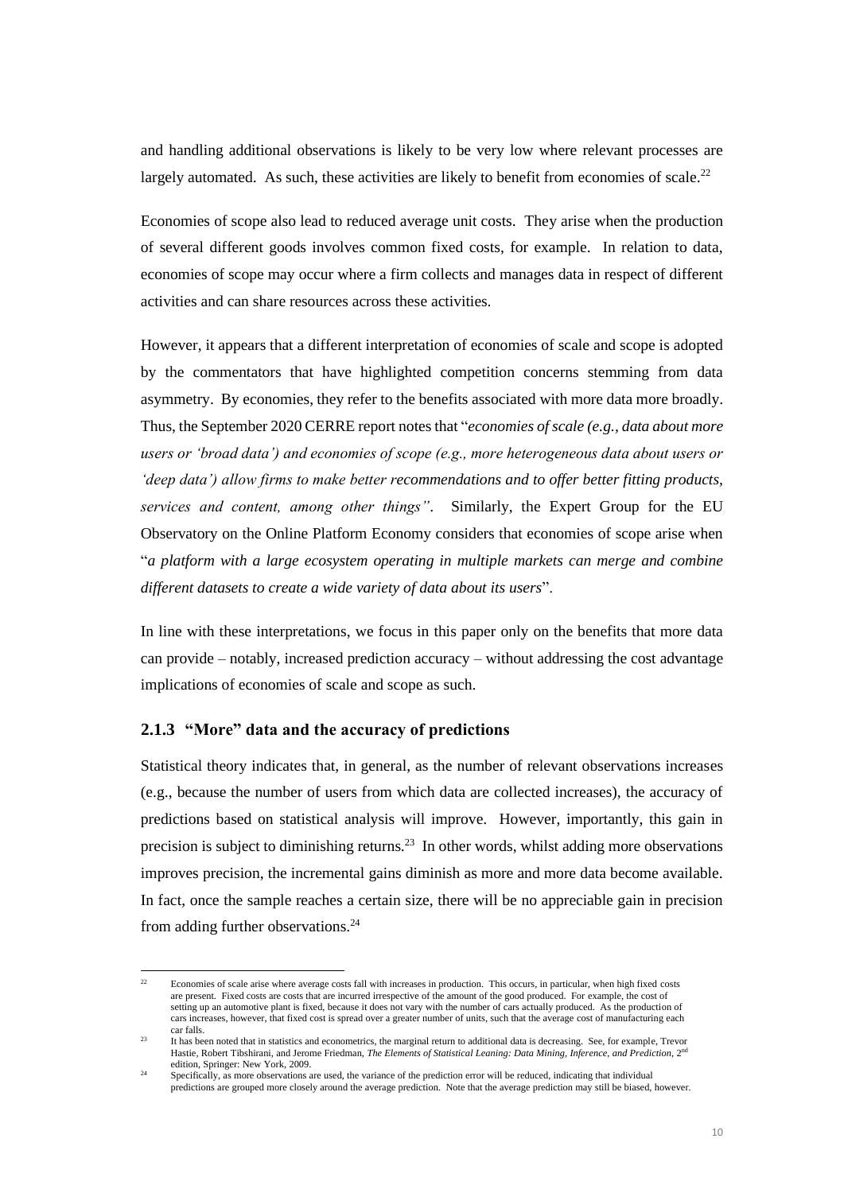and handling additional observations is likely to be very low where relevant processes are largely automated. As such, these activities are likely to benefit from economies of scale.[22]

Economies of scope also lead to reduced average unit costs. They arise when the production of several different goods involves common fixed costs, for example. In relation to data, economies of scope may occur where a firm collects and manages data in respect of different activities and can share resources across these activities.

However, it appears that a different interpretation of economies of scale and scope is adopted by the commentators that have highlighted competition concerns stemming from data asymmetry. By economies, they refer to the benefits associated with more data more broadly. Thus, the September 2020 CERRE report notes that "*economies of scale (e.g., data about more users or 'broad data') and economies of scope (e.g., more heterogeneous data about users or 'deep data') allow firms to make better recommendations and to offer better fitting products, services and content, among other things"*. Similarly, the Expert Group for the EU Observatory on the Online Platform Economy considers that economies of scope arise when "*a platform with a large ecosystem operating in multiple markets can merge and combine different datasets to create a wide variety of data about its users*".

In line with these interpretations, we focus in this paper only on the benefits that more data can provide – notably, increased prediction accuracy – without addressing the cost advantage implications of economies of scale and scope as such.

### 2.1.3 "More" data and the accuracy of predictions

Statistical theory indicates that, in general, as the number of relevant observations increases (e.g., because the number of users from which data are collected increases), the accuracy of predictions based on statistical analysis will improve. However, importantly, this gain in precision is subject to diminishing returns.[23] In other words, whilst adding more observations improves precision, the incremental gains diminish as more and more data become available. In fact, once the sample reaches a certain size, there will be no appreciable gain in precision from adding further observations.[24]

---

[22] Economies of scale arise where average costs fall with increases in production. This occurs, in particular, when high fixed costs are present. Fixed costs are costs that are incurred irrespective of the amount of the good produced. For example, the cost of setting up an automotive plant is fixed, because it does not vary with the number of cars actually produced. As the production of cars increases, however, that fixed cost is spread over a greater number of units, such that the average cost of manufacturing each car falls.

[23] It has been noted that in statistics and econometrics, the marginal return to additional data is decreasing. See, for example, Trevor Hastie, Robert Tibshirani, and Jerome Friedman, *The Elements of Statistical Leaning: Data Mining, Inference, and Prediction*, 2nd edition, Springer: New York, 2009.

[24] Specifically, as more observations are used, the variance of the prediction error will be reduced, indicating that individual predictions are grouped more closely around the average prediction. Note that the average prediction may still be biased, however.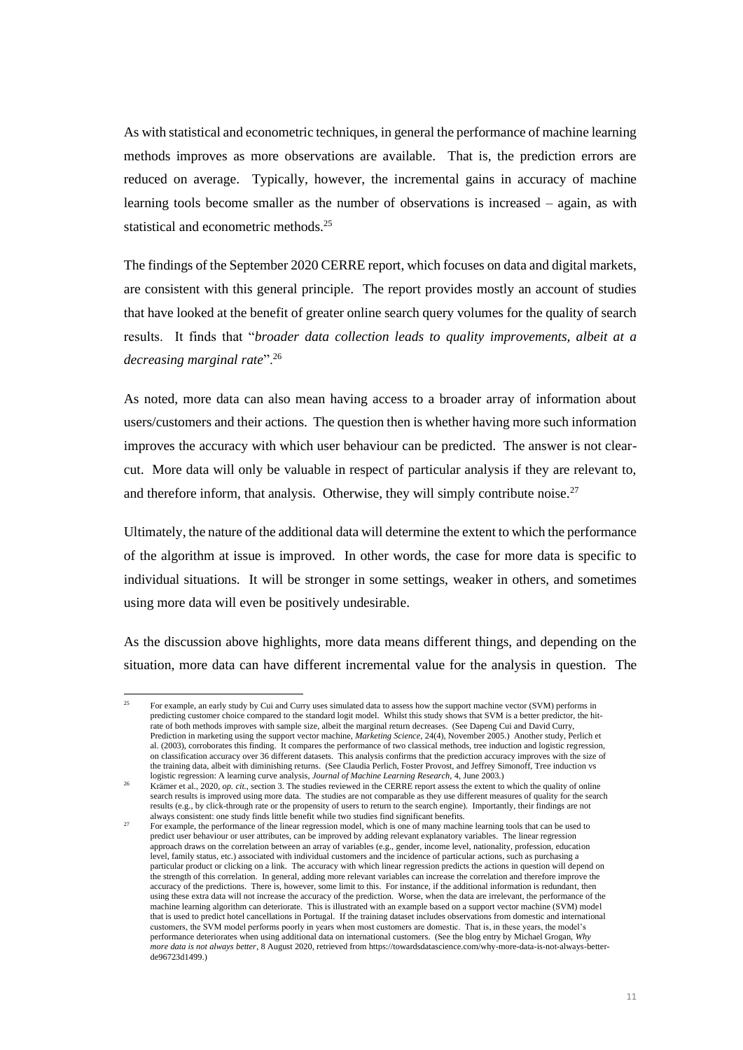As with statistical and econometric techniques, in general the performance of machine learning methods improves as more observations are available. That is, the prediction errors are reduced on average. Typically, however, the incremental gains in accuracy of machine learning tools become smaller as the number of observations is increased – again, as with statistical and econometric methods.[25]

The findings of the September 2020 CERRE report, which focuses on data and digital markets, are consistent with this general principle. The report provides mostly an account of studies that have looked at the benefit of greater online search query volumes for the quality of search results. It finds that "*broader data collection leads to quality improvements, albeit at a decreasing marginal rate*".[26]

As noted, more data can also mean having access to a broader array of information about users/customers and their actions. The question then is whether having more such information improves the accuracy with which user behaviour can be predicted. The answer is not clear-cut. More data will only be valuable in respect of particular analysis if they are relevant to, and therefore inform, that analysis. Otherwise, they will simply contribute noise.[27]

Ultimately, the nature of the additional data will determine the extent to which the performance of the algorithm at issue is improved. In other words, the case for more data is specific to individual situations. It will be stronger in some settings, weaker in others, and sometimes using more data will even be positively undesirable.

As the discussion above highlights, more data means different things, and depending on the situation, more data can have different incremental value for the analysis in question. The

---

[25] For example, an early study by Cui and Curry uses simulated data to assess how the support machine vector (SVM) performs in predicting customer choice compared to the standard logit model. Whilst this study shows that SVM is a better predictor, the hit-rate of both methods improves with sample size, albeit the marginal return decreases. (See Dapeng Cui and David Curry, Prediction in marketing using the support vector machine, *Marketing Science*, 24(4), November 2005.) Another study, Perlich et al. (2003), corroborates this finding. It compares the performance of two classical methods, tree induction and logistic regression, on classification accuracy over 36 different datasets. This analysis confirms that the prediction accuracy improves with the size of the training data, albeit with diminishing returns. (See Claudia Perlich, Foster Provost, and Jeffrey Simonoff, Tree induction vs logistic regression: A learning curve analysis, *Journal of Machine Learning Research*, 4, June 2003.)

[26] Krämer et al., 2020, *op. cit.*, section 3. The studies reviewed in the CERRE report assess the extent to which the quality of online search results is improved using more data. The studies are not comparable as they use different measures of quality for the search results (e.g., by click-through rate or the propensity of users to return to the search engine). Importantly, their findings are not always consistent: one study finds little benefit while two studies find significant benefits.

[27] For example, the performance of the linear regression model, which is one of many machine learning tools that can be used to predict user behaviour or user attributes, can be improved by adding relevant explanatory variables. The linear regression approach draws on the correlation between an array of variables (e.g., gender, income level, nationality, profession, education level, family status, etc.) associated with individual customers and the incidence of particular actions, such as purchasing a particular product or clicking on a link. The accuracy with which linear regression predicts the actions in question will depend on the strength of this correlation. In general, adding more relevant variables can increase the correlation and therefore improve the accuracy of the predictions. There is, however, some limit to this. For instance, if the additional information is redundant, then using these extra data will not increase the accuracy of the prediction. Worse, when the data are irrelevant, the performance of the machine learning algorithm can deteriorate. This is illustrated with an example based on a support vector machine (SVM) model that is used to predict hotel cancellations in Portugal. If the training dataset includes observations from domestic and international customers, the SVM model performs poorly in years when most customers are domestic. That is, in these years, the model's performance deteriorates when using additional data on international customers. (See the blog entry by Michael Grogan, *Why more data is not always better*, 8 August 2020, retrieved from https://towardsdatascience.com/why-more-data-is-not-always-better-de96723d1499.)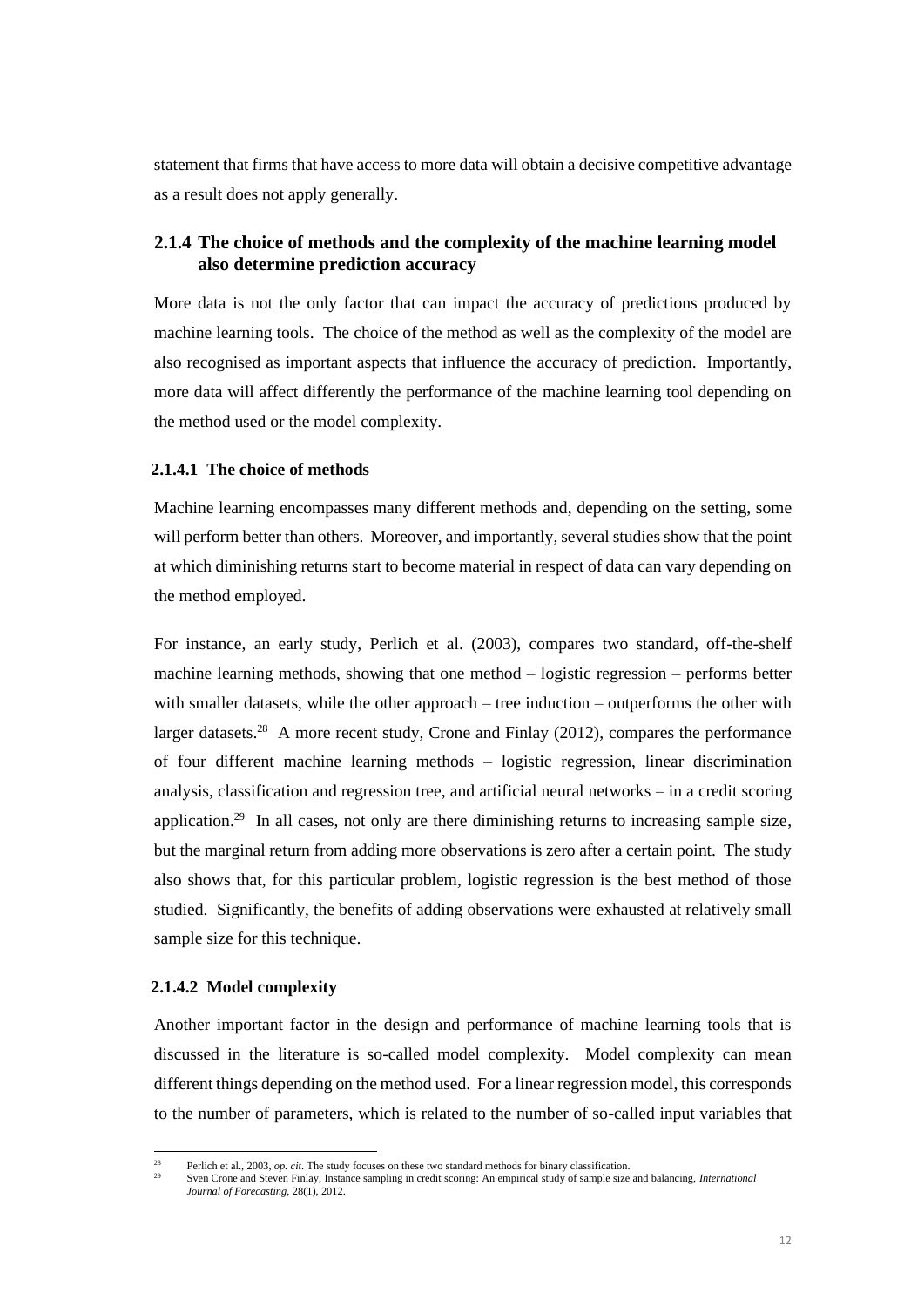statement that firms that have access to more data will obtain a decisive competitive advantage as a result does not apply generally.

### 2.1.4 The choice of methods and the complexity of the machine learning model also determine prediction accuracy

More data is not the only factor that can impact the accuracy of predictions produced by machine learning tools. The choice of the method as well as the complexity of the model are also recognised as important aspects that influence the accuracy of prediction. Importantly, more data will affect differently the performance of the machine learning tool depending on the method used or the model complexity.

#### 2.1.4.1 The choice of methods

Machine learning encompasses many different methods and, depending on the setting, some will perform better than others. Moreover, and importantly, several studies show that the point at which diminishing returns start to become material in respect of data can vary depending on the method employed.

For instance, an early study, Perlich et al. (2003), compares two standard, off-the-shelf machine learning methods, showing that one method – logistic regression – performs better with smaller datasets, while the other approach – tree induction – outperforms the other with larger datasets.[28] A more recent study, Crone and Finlay (2012), compares the performance of four different machine learning methods – logistic regression, linear discrimination analysis, classification and regression tree, and artificial neural networks – in a credit scoring application.[29] In all cases, not only are there diminishing returns to increasing sample size, but the marginal return from adding more observations is zero after a certain point. The study also shows that, for this particular problem, logistic regression is the best method of those studied. Significantly, the benefits of adding observations were exhausted at relatively small sample size for this technique.

#### 2.1.4.2 Model complexity

Another important factor in the design and performance of machine learning tools that is discussed in the literature is so-called model complexity. Model complexity can mean different things depending on the method used. For a linear regression model, this corresponds to the number of parameters, which is related to the number of so-called input variables that

---

[28] Perlich et al., 2003, *op. cit*. The study focuses on these two standard methods for binary classification.

[29] Sven Crone and Steven Finlay, Instance sampling in credit scoring: An empirical study of sample size and balancing, *International Journal of Forecasting*, 28(1), 2012.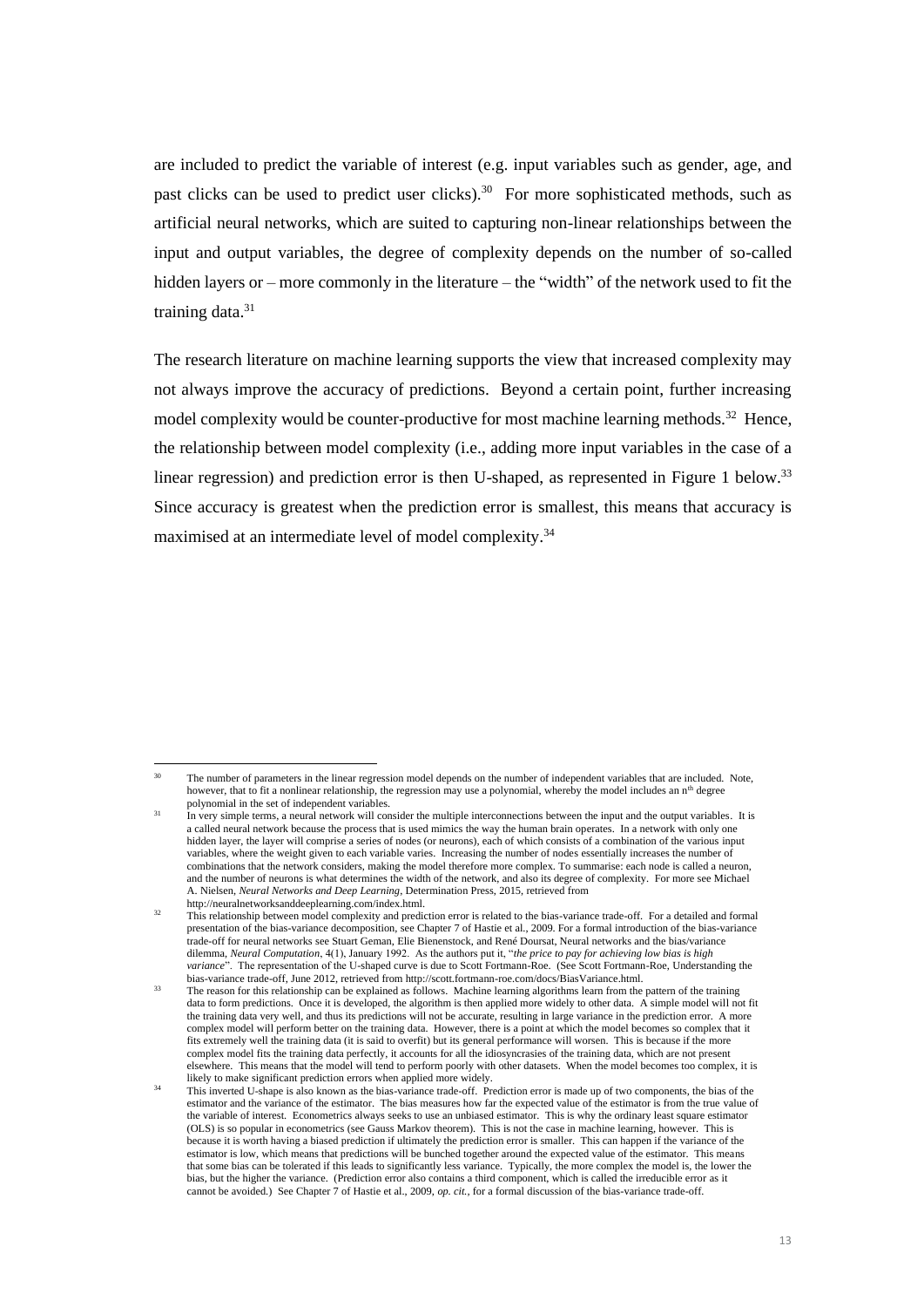are included to predict the variable of interest (e.g. input variables such as gender, age, and past clicks can be used to predict user clicks).[30] For more sophisticated methods, such as artificial neural networks, which are suited to capturing non-linear relationships between the input and output variables, the degree of complexity depends on the number of so-called hidden layers or – more commonly in the literature – the "width" of the network used to fit the training data.[31]

The research literature on machine learning supports the view that increased complexity may not always improve the accuracy of predictions. Beyond a certain point, further increasing model complexity would be counter-productive for most machine learning methods.[32] Hence, the relationship between model complexity (i.e., adding more input variables in the case of a linear regression) and prediction error is then U-shaped, as represented in Figure 1 below.[33] Since accuracy is greatest when the prediction error is smallest, this means that accuracy is maximised at an intermediate level of model complexity.[34]

---

[30] The number of parameters in the linear regression model depends on the number of independent variables that are included. Note, however, that to fit a nonlinear relationship, the regression may use a polynomial, whereby the model includes an $n^{th}$ degree polynomial in the set of independent variables.

[31] In very simple terms, a neural network will consider the multiple interconnections between the input and the output variables. It is a called neural network because the process that is used mimics the way the human brain operates. In a network with only one hidden layer, the layer will comprise a series of nodes (or neurons), each of which consists of a combination of the various input variables, where the weight given to each variable varies. Increasing the number of nodes essentially increases the number of combinations that the network considers, making the model therefore more complex. To summarise: each node is called a neuron, and the number of neurons is what determines the width of the network, and also its degree of complexity. For more see Michael A. Nielsen, *Neural Networks and Deep Learning*, Determination Press, 2015, retrieved from http://neuralnetworksanddeeplearning.com/index.html.

[32] This relationship between model complexity and prediction error is related to the bias-variance trade-off. For a detailed and formal presentation of the bias-variance decomposition, see Chapter 7 of Hastie et al., 2009. For a formal introduction of the bias-variance trade-off for neural networks see Stuart Geman, Elie Bienenstock, and René Doursat, Neural networks and the bias/variance dilemma, *Neural Computation*, 4(1), January 1992. As the authors put it, "*the price to pay for achieving low bias is high variance*". The representation of the U-shaped curve is due to Scott Fortmann-Roe. (See Scott Fortmann-Roe, Understanding the bias-variance trade-off, June 2012, retrieved from http://scott.fortmann-roe.com/docs/BiasVariance.html.

[33] The reason for this relationship can be explained as follows. Machine learning algorithms learn from the pattern of the training data to form predictions. Once it is developed, the algorithm is then applied more widely to other data. A simple model will not fit the training data very well, and thus its predictions will not be accurate, resulting in large variance in the prediction error. A more complex model will perform better on the training data. However, there is a point at which the model becomes so complex that it fits extremely well the training data (it is said to overfit) but its general performance will worsen. This is because if the more complex model fits the training data perfectly, it accounts for all the idiosyncrasies of the training data, which are not present elsewhere. This means that the model will tend to perform poorly with other datasets. When the model becomes too complex, it is likely to make significant prediction errors when applied more widely.

[34] This inverted U-shape is also known as the bias-variance trade-off. Prediction error is made up of two components, the bias of the estimator and the variance of the estimator. The bias measures how far the expected value of the estimator is from the true value of the variable of interest. Econometrics always seeks to use an unbiased estimator. This is why the ordinary least square estimator (OLS) is so popular in econometrics (see Gauss Markov theorem). This is not the case in machine learning, however. This is because it is worth having a biased prediction if ultimately the prediction error is smaller. This can happen if the variance of the estimator is low, which means that predictions will be bunched together around the expected value of the estimator. This means that some bias can be tolerated if this leads to significantly less variance. Typically, the more complex the model is, the lower the bias, but the higher the variance. (Prediction error also contains a third component, which is called the irreducible error as it cannot be avoided.) See Chapter 7 of Hastie et al., 2009, *op. cit.*, for a formal discussion of the bias-variance trade-off.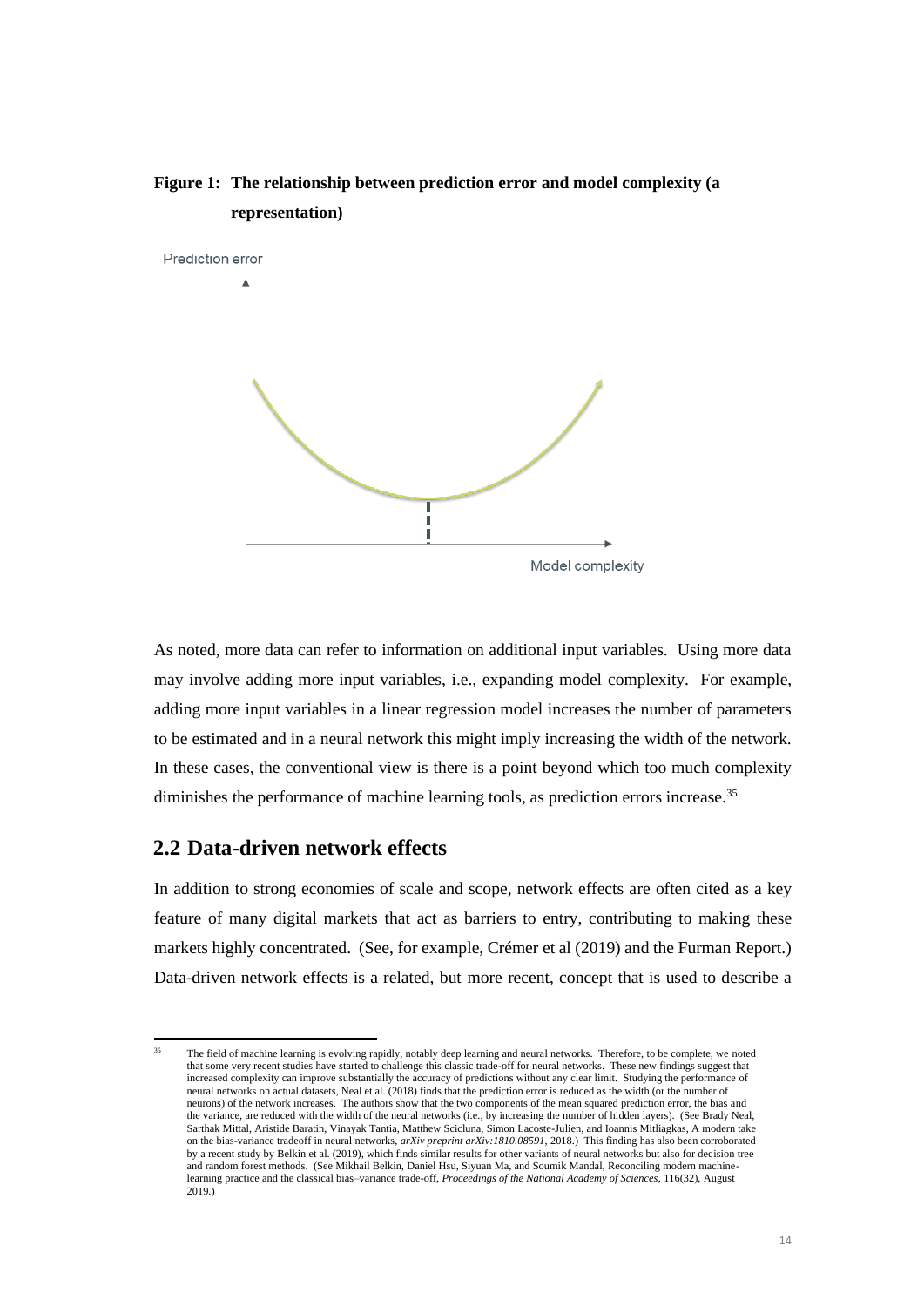**Figure 1: The relationship between prediction error and model complexity (a representation)**

As noted, more data can refer to information on additional input variables. Using more data may involve adding more input variables, i.e., expanding model complexity. For example, adding more input variables in a linear regression model increases the number of parameters to be estimated and in a neural network this might imply increasing the width of the network. In these cases, the conventional view is there is a point beyond which too much complexity diminishes the performance of machine learning tools, as prediction errors increase.[35]

## 2.2 Data-driven network effects

In addition to strong economies of scale and scope, network effects are often cited as a key feature of many digital markets that act as barriers to entry, contributing to making these markets highly concentrated. (See, for example, Crémer et al (2019) and the Furman Report.) Data-driven network effects is a related, but more recent, concept that is used to describe a

---

[35] The field of machine learning is evolving rapidly, notably deep learning and neural networks. Therefore, to be complete, we noted that some very recent studies have started to challenge this classic trade-off for neural networks. These new findings suggest that increased complexity can improve substantially the accuracy of predictions without any clear limit. Studying the performance of neural networks on actual datasets, Neal et al. (2018) finds that the prediction error is reduced as the width (or the number of neurons) of the network increases. The authors show that the two components of the mean squared prediction error, the bias and the variance, are reduced with the width of the neural networks (i.e., by increasing the number of hidden layers). (See Brady Neal, Sarthak Mittal, Aristide Baratin, Vinayak Tantia, Matthew Scicluna, Simon Lacoste-Julien, and Ioannis Mitliagkas, A modern take on the bias-variance tradeoff in neural networks, *arXiv preprint arXiv:1810.08591*, 2018.) This finding has also been corroborated by a recent study by Belkin et al. (2019), which finds similar results for other variants of neural networks but also for decision tree and random forest methods. (See Mikhail Belkin, Daniel Hsu, Siyuan Ma, and Soumik Mandal, Reconciling modern machine-learning practice and the classical bias–variance trade-off, *Proceedings of the National Academy of Sciences*, 116(32), August 2019.)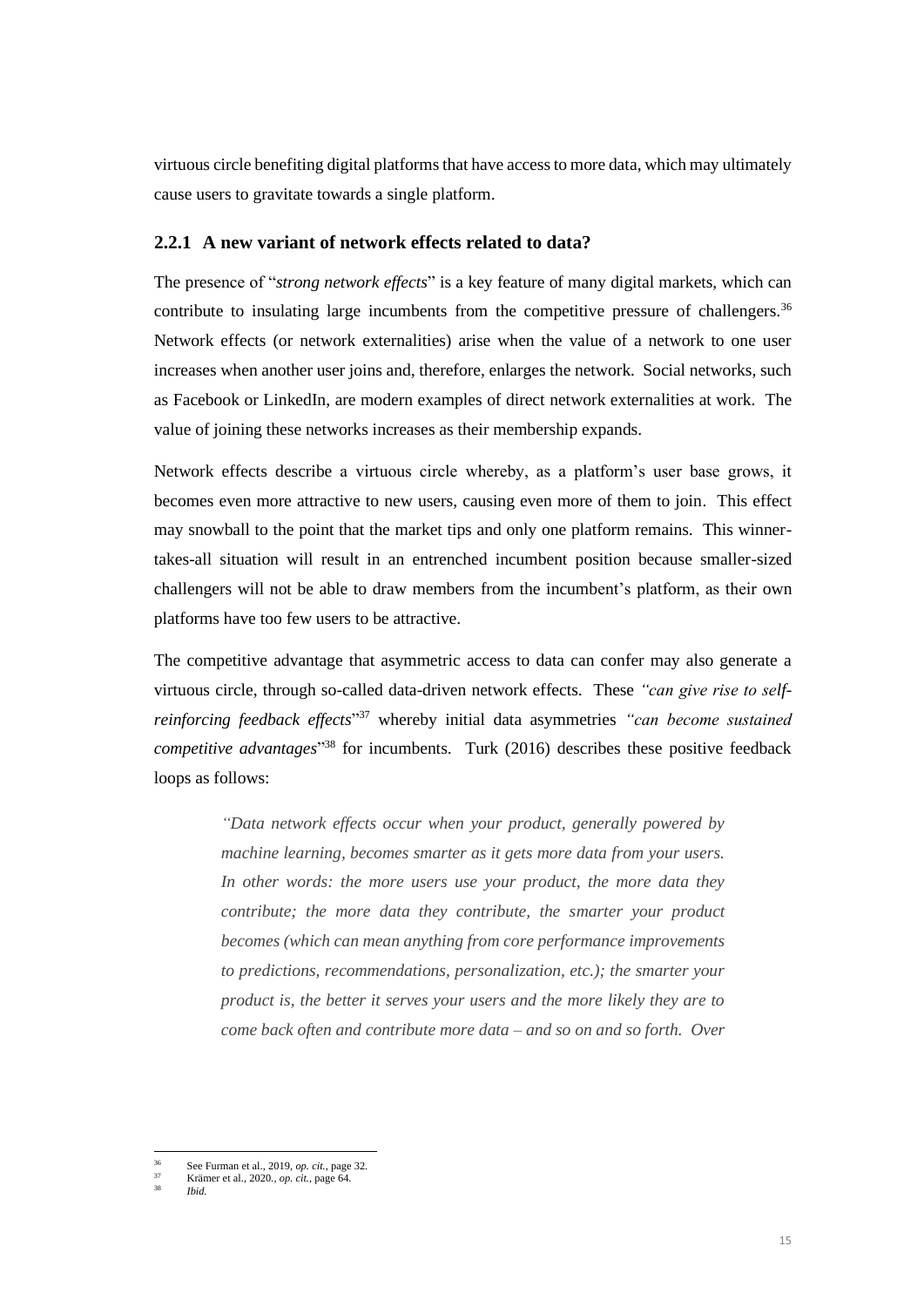virtuous circle benefiting digital platforms that have access to more data, which may ultimately cause users to gravitate towards a single platform.

### 2.2.1 A new variant of network effects related to data?

The presence of "*strong network effects*" is a key feature of many digital markets, which can contribute to insulating large incumbents from the competitive pressure of challengers.[36] Network effects (or network externalities) arise when the value of a network to one user increases when another user joins and, therefore, enlarges the network. Social networks, such as Facebook or LinkedIn, are modern examples of direct network externalities at work. The value of joining these networks increases as their membership expands.

Network effects describe a virtuous circle whereby, as a platform's user base grows, it becomes even more attractive to new users, causing even more of them to join. This effect may snowball to the point that the market tips and only one platform remains. This winner-takes-all situation will result in an entrenched incumbent position because smaller-sized challengers will not be able to draw members from the incumbent's platform, as their own platforms have too few users to be attractive.

The competitive advantage that asymmetric access to data can confer may also generate a virtuous circle, through so-called data-driven network effects. These *"can give rise to self-reinforcing feedback effects"*[37] whereby initial data asymmetries *"can become sustained competitive advantages"*[38] for incumbents. Turk (2016) describes these positive feedback loops as follows:

> *"Data network effects occur when your product, generally powered by machine learning, becomes smarter as it gets more data from your users. In other words: the more users use your product, the more data they contribute; the more data they contribute, the smarter your product becomes (which can mean anything from core performance improvements to predictions, recommendations, personalization, etc.); the smarter your product is, the better it serves your users and the more likely they are to come back often and contribute more data – and so on and so forth. Over*

---

[36] See Furman et al., 2019, *op. cit.*, page 32.

[37] Krämer et al., 2020., *op. cit.*, page 64.

[38] *Ibid.*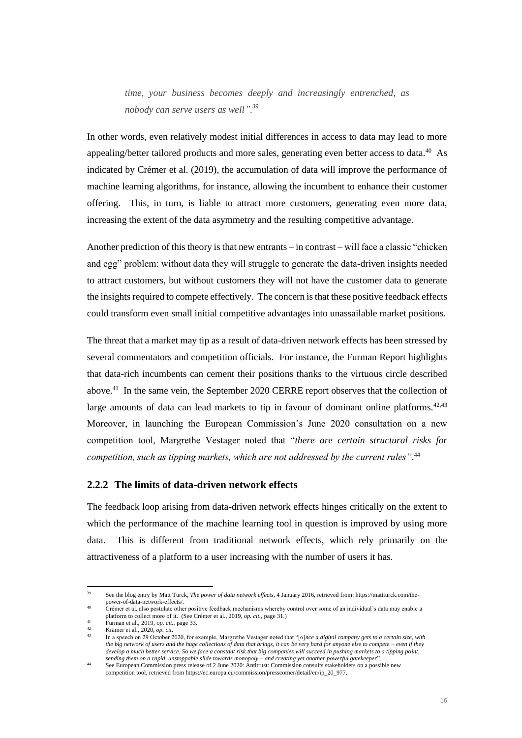*time, your business becomes deeply and increasingly entrenched, as nobody can serve users as well".*[39]

In other words, even relatively modest initial differences in access to data may lead to more appealing/better tailored products and more sales, generating even better access to data.[40] As indicated by Crémer et al. (2019), the accumulation of data will improve the performance of machine learning algorithms, for instance, allowing the incumbent to enhance their customer offering. This, in turn, is liable to attract more customers, generating even more data, increasing the extent of the data asymmetry and the resulting competitive advantage.

Another prediction of this theory is that new entrants – in contrast – will face a classic "chicken and egg" problem: without data they will struggle to generate the data-driven insights needed to attract customers, but without customers they will not have the customer data to generate the insights required to compete effectively. The concern is that these positive feedback effects could transform even small initial competitive advantages into unassailable market positions.

The threat that a market may tip as a result of data-driven network effects has been stressed by several commentators and competition officials. For instance, the Furman Report highlights that data-rich incumbents can cement their positions thanks to the virtuous circle described above.[41] In the same vein, the September 2020 CERRE report observes that the collection of large amounts of data can lead markets to tip in favour of dominant online platforms.[42,43] Moreover, in launching the European Commission's June 2020 consultation on a new competition tool, Margrethe Vestager noted that "*there are certain structural risks for competition, such as tipping markets, which are not addressed by the current rules"*.[44]

### 2.2.2 The limits of data-driven network effects

The feedback loop arising from data-driven network effects hinges critically on the extent to which the performance of the machine learning tool in question is improved by using more data. This is different from traditional network effects, which rely primarily on the attractiveness of a platform to a user increasing with the number of users it has.

---

[39] See the blog entry by Matt Turck, *The power of data network effects*, 4 January 2016, retrieved from: https://mattturck.com/the-power-of-data-network-effects/.

[40] Crémer et al. also postulate other positive feedback mechanisms whereby control over some of an individual's data may enable a platform to collect more of it. (See Crémer et al., 2019, *op. cit.*, page 31.)

[41] Furman et al., 2019, *op. cit.*, page 33.

[42] Krämer et al., 2020, *op. cit.*

[43] In a speech on 29 October 2020, for example, Margrethe Vestager noted that "[o]*nce a digital company gets to a certain size, with the big network of users and the huge collections of data that brings, it can be very hard for anyone else to compete – even if they develop a much better service. So we face a constant risk that big companies will succeed in pushing markets to a tipping point, sending them on a rapid, unstoppable slide towards monopoly – and creating yet another powerful gatekeeper*".

[44] See European Commission press release of 2 June 2020: Antitrust: Commission consults stakeholders on a possible new competition tool, retrieved from https://ec.europa.eu/commission/presscorner/detail/en/ip_20_977.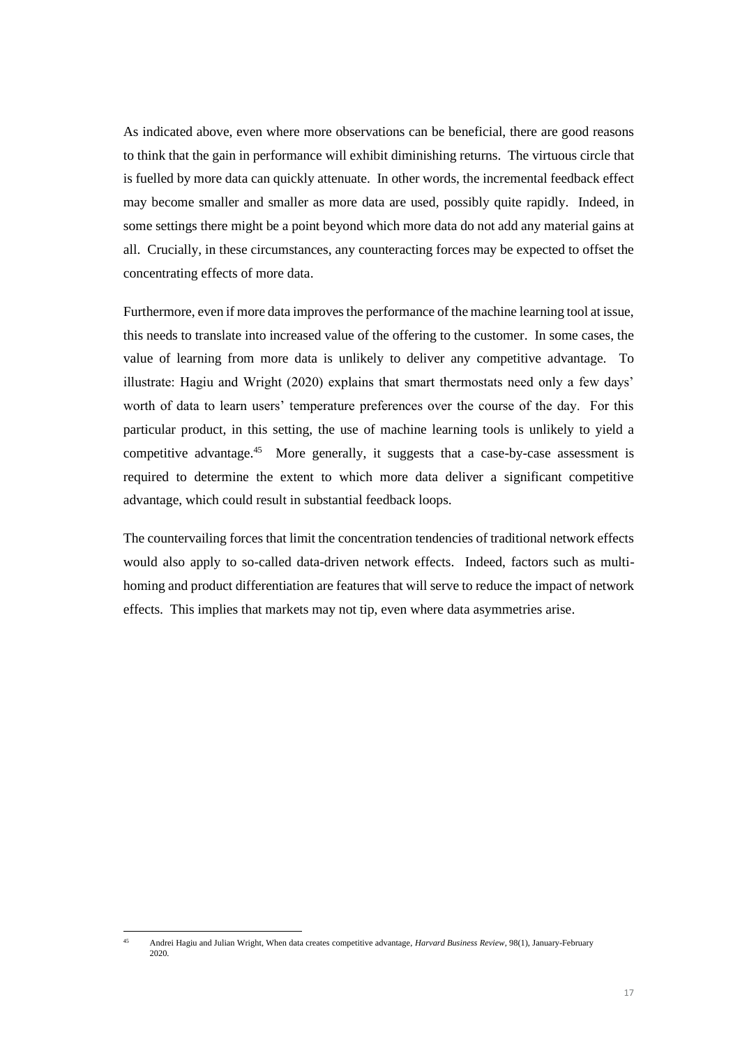As indicated above, even where more observations can be beneficial, there are good reasons to think that the gain in performance will exhibit diminishing returns. The virtuous circle that is fuelled by more data can quickly attenuate. In other words, the incremental feedback effect may become smaller and smaller as more data are used, possibly quite rapidly. Indeed, in some settings there might be a point beyond which more data do not add any material gains at all. Crucially, in these circumstances, any counteracting forces may be expected to offset the concentrating effects of more data.

Furthermore, even if more data improves the performance of the machine learning tool at issue, this needs to translate into increased value of the offering to the customer. In some cases, the value of learning from more data is unlikely to deliver any competitive advantage. To illustrate: Hagiu and Wright (2020) explains that smart thermostats need only a few days' worth of data to learn users' temperature preferences over the course of the day. For this particular product, in this setting, the use of machine learning tools is unlikely to yield a competitive advantage.[45] More generally, it suggests that a case-by-case assessment is required to determine the extent to which more data deliver a significant competitive advantage, which could result in substantial feedback loops.

The countervailing forces that limit the concentration tendencies of traditional network effects would also apply to so-called data-driven network effects. Indeed, factors such as multi-homing and product differentiation are features that will serve to reduce the impact of network effects. This implies that markets may not tip, even where data asymmetries arise.

---

[45] Andrei Hagiu and Julian Wright, When data creates competitive advantage, *Harvard Business Review*, 98(1), January-February 2020.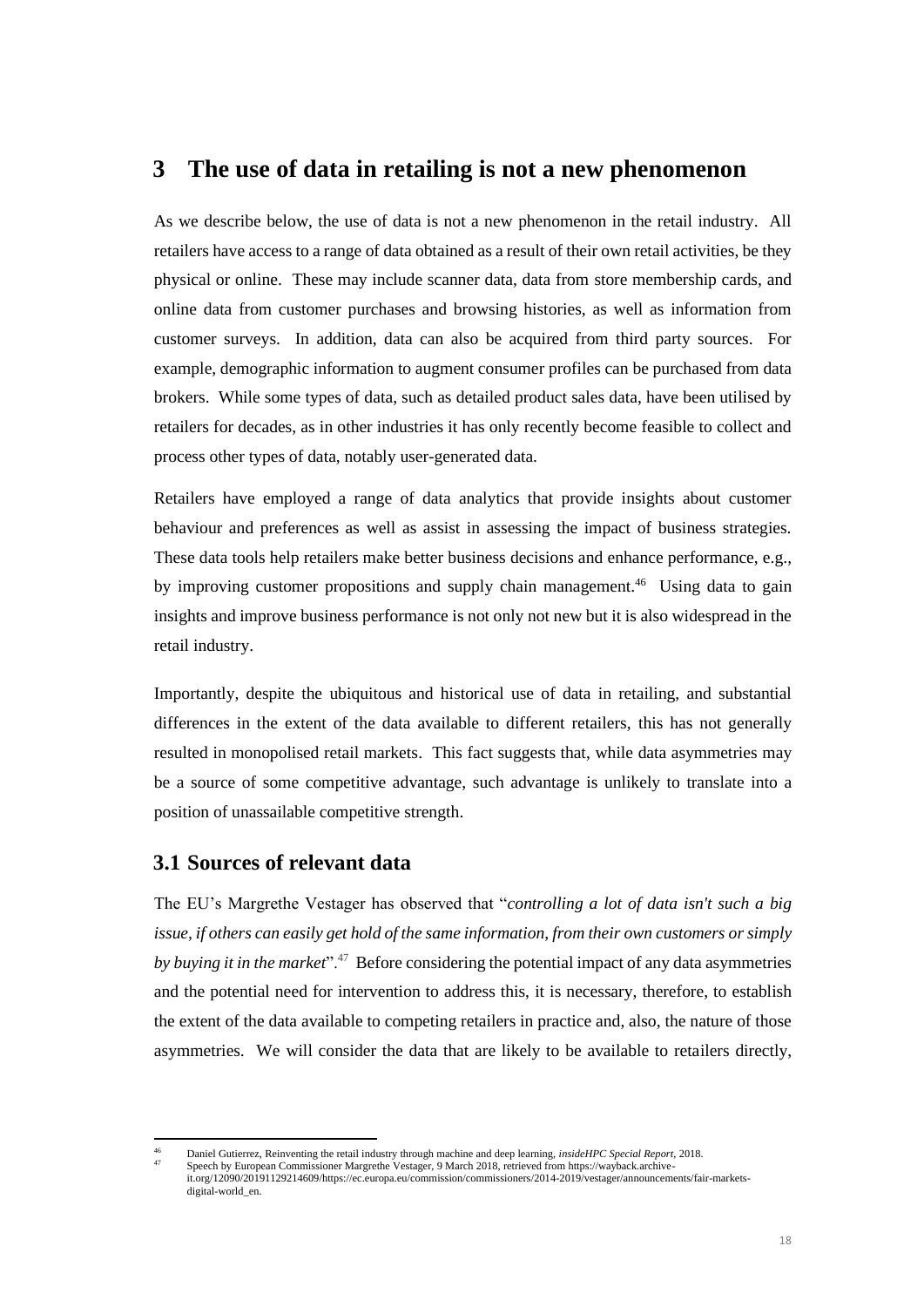# 3 The use of data in retailing is not a new phenomenon

As we describe below, the use of data is not a new phenomenon in the retail industry. All retailers have access to a range of data obtained as a result of their own retail activities, be they physical or online. These may include scanner data, data from store membership cards, and online data from customer purchases and browsing histories, as well as information from customer surveys. In addition, data can also be acquired from third party sources. For example, demographic information to augment consumer profiles can be purchased from data brokers. While some types of data, such as detailed product sales data, have been utilised by retailers for decades, as in other industries it has only recently become feasible to collect and process other types of data, notably user-generated data.

Retailers have employed a range of data analytics that provide insights about customer behaviour and preferences as well as assist in assessing the impact of business strategies. These data tools help retailers make better business decisions and enhance performance, e.g., by improving customer propositions and supply chain management.[46] Using data to gain insights and improve business performance is not only not new but it is also widespread in the retail industry.

Importantly, despite the ubiquitous and historical use of data in retailing, and substantial differences in the extent of the data available to different retailers, this has not generally resulted in monopolised retail markets. This fact suggests that, while data asymmetries may be a source of some competitive advantage, such advantage is unlikely to translate into a position of unassailable competitive strength.

## 3.1 Sources of relevant data

The EU's Margrethe Vestager has observed that "*controlling a lot of data isn't such a big issue, if others can easily get hold of the same information, from their own customers or simply by buying it in the market*".[47] Before considering the potential impact of any data asymmetries and the potential need for intervention to address this, it is necessary, therefore, to establish the extent of the data available to competing retailers in practice and, also, the nature of those asymmetries. We will consider the data that are likely to be available to retailers directly,

---

[46] Daniel Gutierrez, Reinventing the retail industry through machine and deep learning, *insideHPC Special Report*, 2018.

[47] Speech by European Commissioner Margrethe Vestager, 9 March 2018, retrieved from https://wayback.archive-it.org/12090/20191129214609/https://ec.europa.eu/commission/commissioners/2014-2019/vestager/announcements/fair-markets-digital-world_en.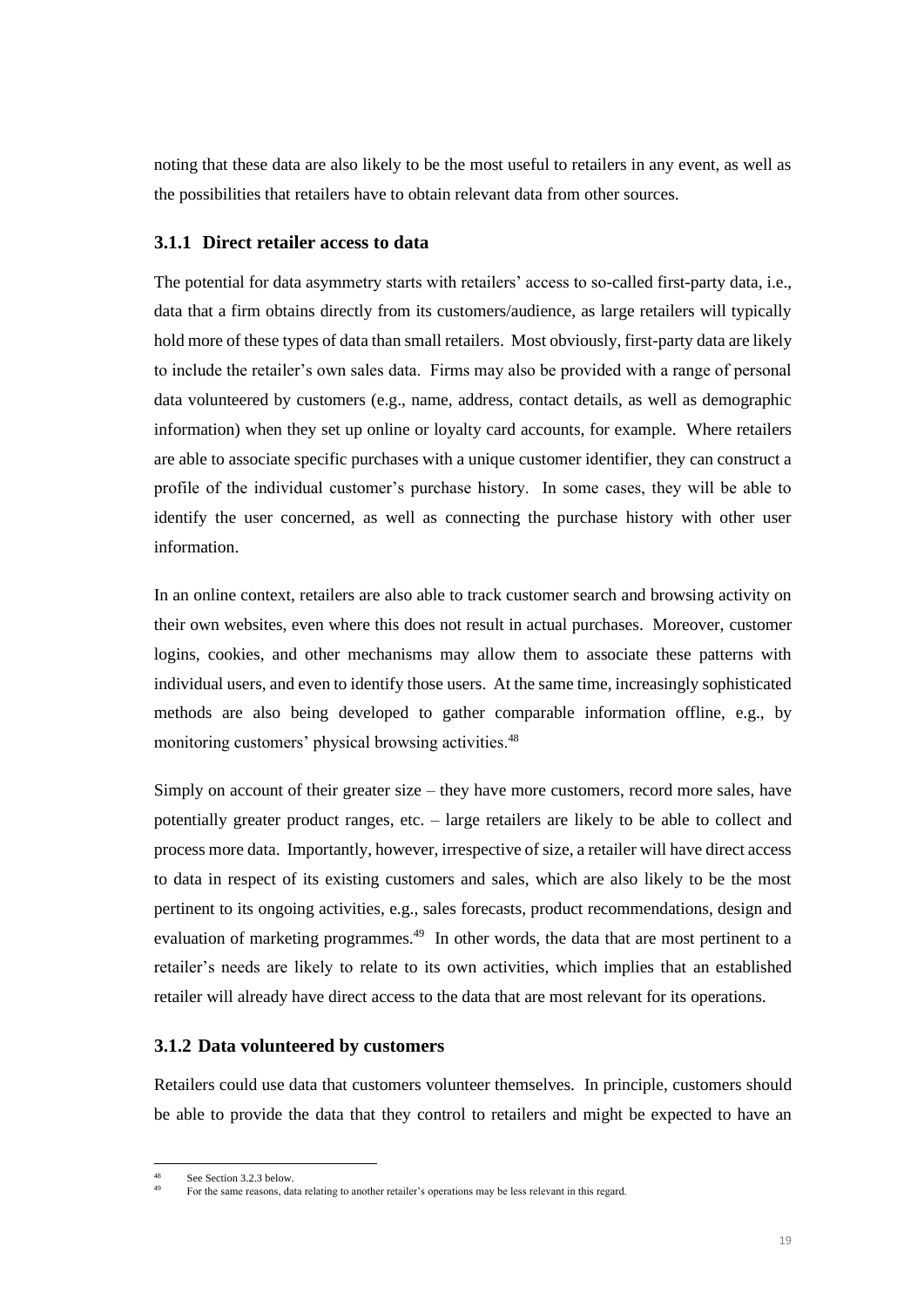noting that these data are also likely to be the most useful to retailers in any event, as well as the possibilities that retailers have to obtain relevant data from other sources.

### 3.1.1 Direct retailer access to data

The potential for data asymmetry starts with retailers' access to so-called first-party data, i.e., data that a firm obtains directly from its customers/audience, as large retailers will typically hold more of these types of data than small retailers. Most obviously, first-party data are likely to include the retailer's own sales data. Firms may also be provided with a range of personal data volunteered by customers (e.g., name, address, contact details, as well as demographic information) when they set up online or loyalty card accounts, for example. Where retailers are able to associate specific purchases with a unique customer identifier, they can construct a profile of the individual customer's purchase history. In some cases, they will be able to identify the user concerned, as well as connecting the purchase history with other user information.

In an online context, retailers are also able to track customer search and browsing activity on their own websites, even where this does not result in actual purchases. Moreover, customer logins, cookies, and other mechanisms may allow them to associate these patterns with individual users, and even to identify those users. At the same time, increasingly sophisticated methods are also being developed to gather comparable information offline, e.g., by monitoring customers' physical browsing activities.[48]

Simply on account of their greater size – they have more customers, record more sales, have potentially greater product ranges, etc. – large retailers are likely to be able to collect and process more data. Importantly, however, irrespective of size, a retailer will have direct access to data in respect of its existing customers and sales, which are also likely to be the most pertinent to its ongoing activities, e.g., sales forecasts, product recommendations, design and evaluation of marketing programmes.[49] In other words, the data that are most pertinent to a retailer's needs are likely to relate to its own activities, which implies that an established retailer will already have direct access to the data that are most relevant for its operations.

### 3.1.2 Data volunteered by customers

Retailers could use data that customers volunteer themselves. In principle, customers should be able to provide the data that they control to retailers and might be expected to have an

---

[48] See Section 3.2.3 below.

[49] For the same reasons, data relating to another retailer's operations may be less relevant in this regard.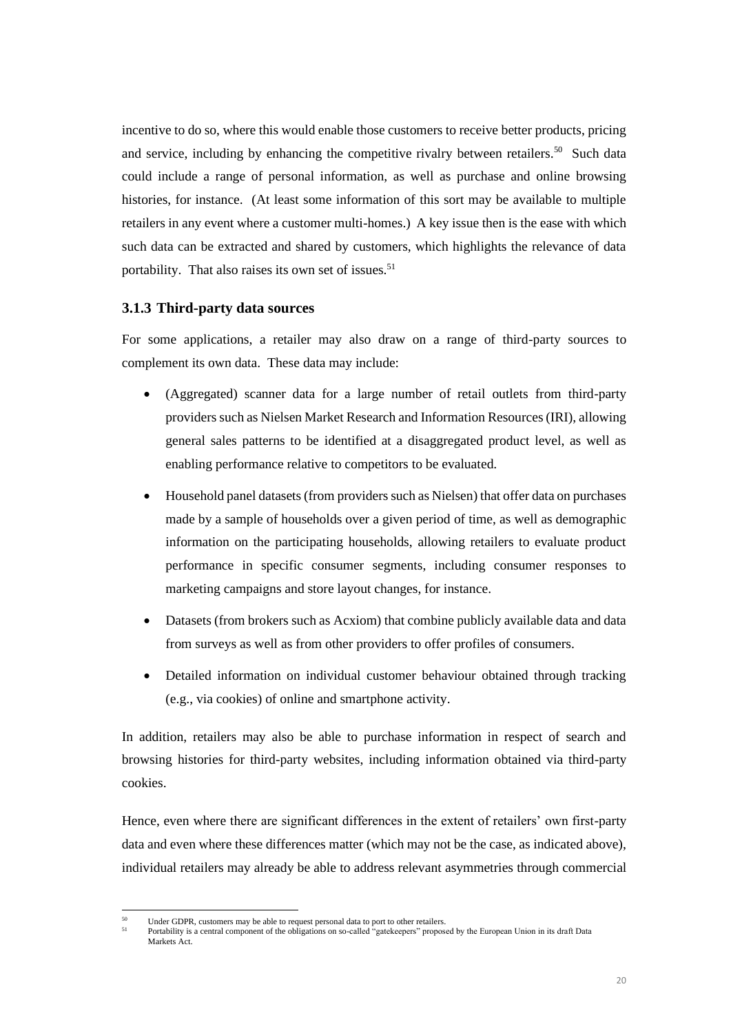incentive to do so, where this would enable those customers to receive better products, pricing and service, including by enhancing the competitive rivalry between retailers.[50] Such data could include a range of personal information, as well as purchase and online browsing histories, for instance. (At least some information of this sort may be available to multiple retailers in any event where a customer multi-homes.) A key issue then is the ease with which such data can be extracted and shared by customers, which highlights the relevance of data portability. That also raises its own set of issues.[51]

### 3.1.3 Third-party data sources

For some applications, a retailer may also draw on a range of third-party sources to complement its own data. These data may include:

- (Aggregated) scanner data for a large number of retail outlets from third-party providers such as Nielsen Market Research and Information Resources (IRI), allowing general sales patterns to be identified at a disaggregated product level, as well as enabling performance relative to competitors to be evaluated.
- Household panel datasets (from providers such as Nielsen) that offer data on purchases made by a sample of households over a given period of time, as well as demographic information on the participating households, allowing retailers to evaluate product performance in specific consumer segments, including consumer responses to marketing campaigns and store layout changes, for instance.
- Datasets (from brokers such as Acxiom) that combine publicly available data and data from surveys as well as from other providers to offer profiles of consumers.
- Detailed information on individual customer behaviour obtained through tracking (e.g., via cookies) of online and smartphone activity.

In addition, retailers may also be able to purchase information in respect of search and browsing histories for third-party websites, including information obtained via third-party cookies.

Hence, even where there are significant differences in the extent of retailers' own first-party data and even where these differences matter (which may not be the case, as indicated above), individual retailers may already be able to address relevant asymmetries through commercial

[50] Under GDPR, customers may be able to request personal data to port to other retailers.

[51] Portability is a central component of the obligations on so-called "gatekeepers" proposed by the European Union in its draft Data Markets Act.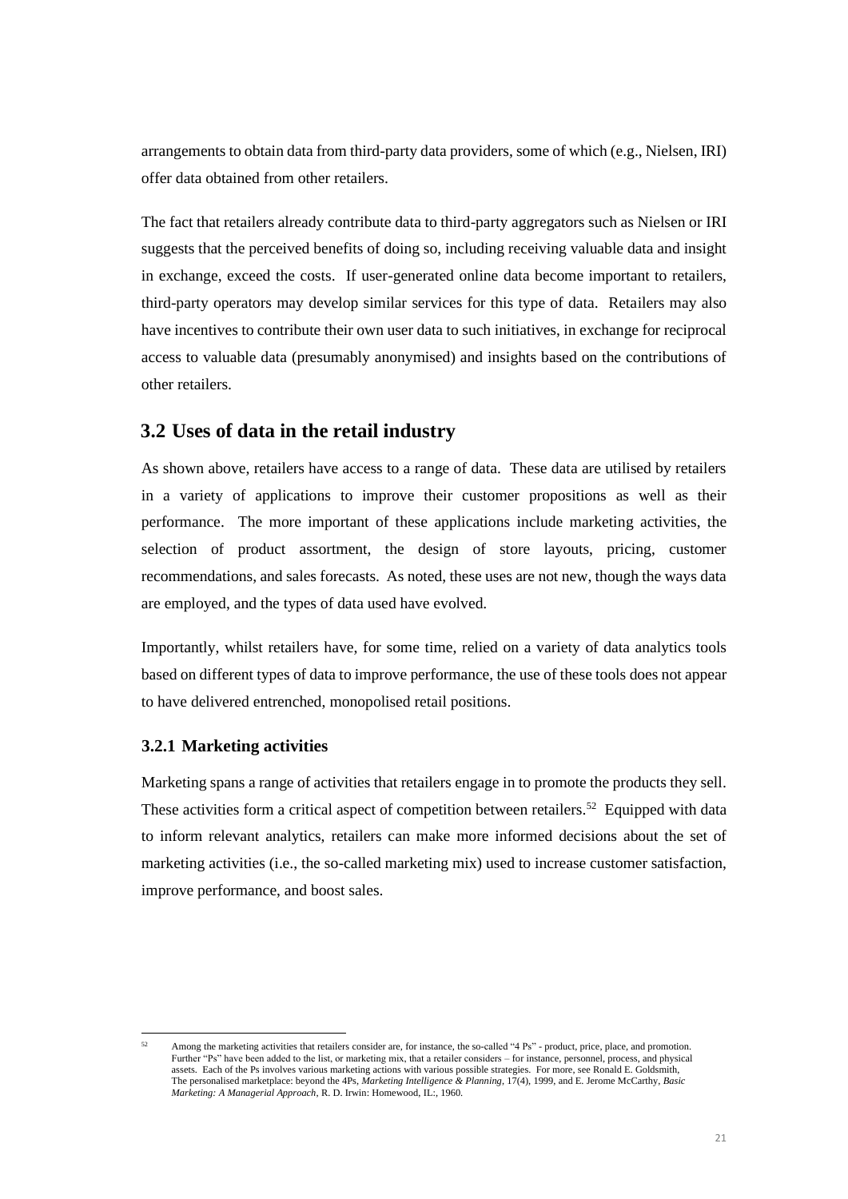arrangements to obtain data from third-party data providers, some of which (e.g., Nielsen, IRI) offer data obtained from other retailers.

The fact that retailers already contribute data to third-party aggregators such as Nielsen or IRI suggests that the perceived benefits of doing so, including receiving valuable data and insight in exchange, exceed the costs. If user-generated online data become important to retailers, third-party operators may develop similar services for this type of data. Retailers may also have incentives to contribute their own user data to such initiatives, in exchange for reciprocal access to valuable data (presumably anonymised) and insights based on the contributions of other retailers.

## 3.2 Uses of data in the retail industry

As shown above, retailers have access to a range of data. These data are utilised by retailers in a variety of applications to improve their customer propositions as well as their performance. The more important of these applications include marketing activities, the selection of product assortment, the design of store layouts, pricing, customer recommendations, and sales forecasts. As noted, these uses are not new, though the ways data are employed, and the types of data used have evolved.

Importantly, whilst retailers have, for some time, relied on a variety of data analytics tools based on different types of data to improve performance, the use of these tools does not appear to have delivered entrenched, monopolised retail positions.

### 3.2.1 Marketing activities

Marketing spans a range of activities that retailers engage in to promote the products they sell. These activities form a critical aspect of competition between retailers.[52] Equipped with data to inform relevant analytics, retailers can make more informed decisions about the set of marketing activities (i.e., the so-called marketing mix) used to increase customer satisfaction, improve performance, and boost sales.

---

[52] Among the marketing activities that retailers consider are, for instance, the so-called "4 Ps" - product, price, place, and promotion. Further "Ps" have been added to the list, or marketing mix, that a retailer considers – for instance, personnel, process, and physical assets. Each of the Ps involves various marketing actions with various possible strategies. For more, see Ronald E. Goldsmith, The personalised marketplace: beyond the 4Ps, *Marketing Intelligence & Planning*, 17(4), 1999, and E. Jerome McCarthy, *Basic Marketing: A Managerial Approach*, R. D. Irwin: Homewood, IL:, 1960.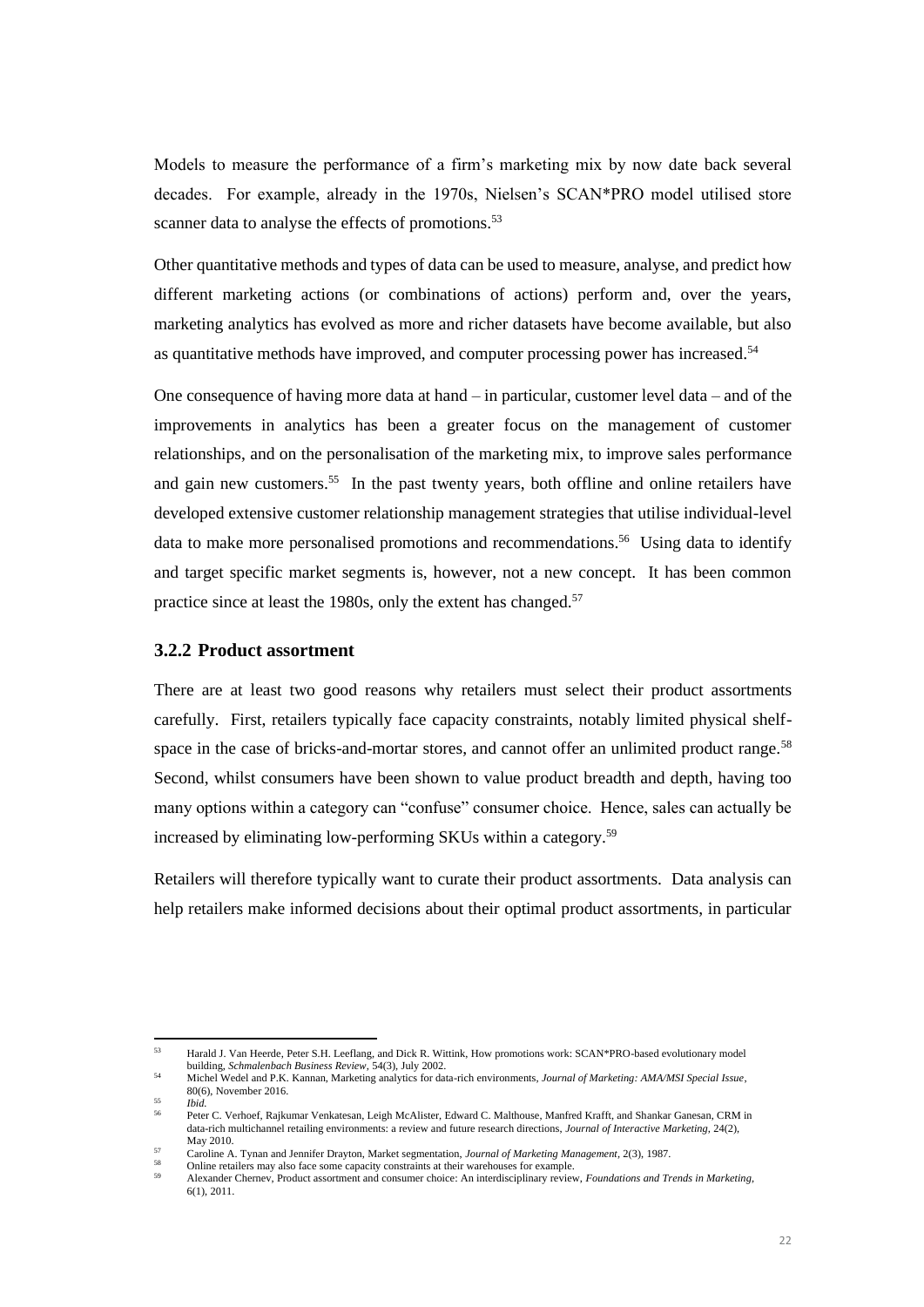Models to measure the performance of a firm's marketing mix by now date back several decades. For example, already in the 1970s, Nielsen's SCAN*PRO model utilised store scanner data to analyse the effects of promotions.[53]

Other quantitative methods and types of data can be used to measure, analyse, and predict how different marketing actions (or combinations of actions) perform and, over the years, marketing analytics has evolved as more and richer datasets have become available, but also as quantitative methods have improved, and computer processing power has increased.[54]

One consequence of having more data at hand – in particular, customer level data – and of the improvements in analytics has been a greater focus on the management of customer relationships, and on the personalisation of the marketing mix, to improve sales performance and gain new customers.[55] In the past twenty years, both offline and online retailers have developed extensive customer relationship management strategies that utilise individual-level data to make more personalised promotions and recommendations.[56] Using data to identify and target specific market segments is, however, not a new concept. It has been common practice since at least the 1980s, only the extent has changed.[57]

### 3.2.2 Product assortment

There are at least two good reasons why retailers must select their product assortments carefully. First, retailers typically face capacity constraints, notably limited physical shelf-space in the case of bricks-and-mortar stores, and cannot offer an unlimited product range.[58] Second, whilst consumers have been shown to value product breadth and depth, having too many options within a category can "confuse" consumer choice. Hence, sales can actually be increased by eliminating low-performing SKUs within a category.[59]

Retailers will therefore typically want to curate their product assortments. Data analysis can help retailers make informed decisions about their optimal product assortments, in particular

---

[53] Harald J. Van Heerde, Peter S.H. Leeflang, and Dick R. Wittink, How promotions work: SCAN*PRO-based evolutionary model building, *Schmalenbach Business Review*, 54(3), July 2002.

[54] Michel Wedel and P.K. Kannan, Marketing analytics for data-rich environments, *Journal of Marketing: AMA/MSI Special Issue*, 80(6), November 2016.

[55] *Ibid.*

[56] Peter C. Verhoef, Rajkumar Venkatesan, Leigh McAlister, Edward C. Malthouse, Manfred Krafft, and Shankar Ganesan, CRM in data-rich multichannel retailing environments: a review and future research directions, *Journal of Interactive Marketing*, 24(2), May 2010.

[57] Caroline A. Tynan and Jennifer Drayton, Market segmentation, *Journal of Marketing Management*, 2(3), 1987.

[58] Online retailers may also face some capacity constraints at their warehouses for example.

[59] Alexander Chernev, Product assortment and consumer choice: An interdisciplinary review, *Foundations and Trends in Marketing*, 6(1), 2011.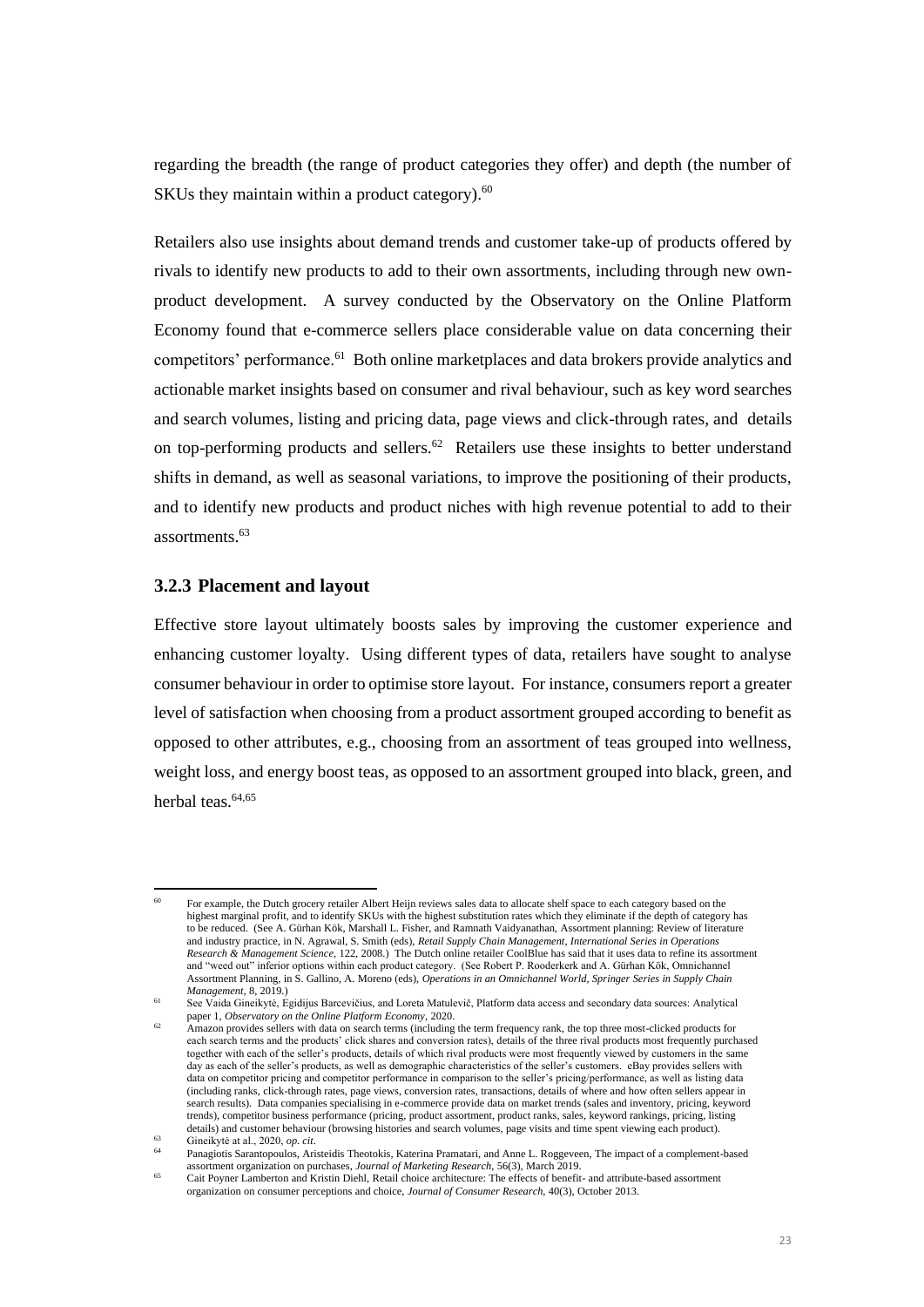regarding the breadth (the range of product categories they offer) and depth (the number of SKUs they maintain within a product category).[60]

Retailers also use insights about demand trends and customer take-up of products offered by rivals to identify new products to add to their own assortments, including through new own-product development. A survey conducted by the Observatory on the Online Platform Economy found that e-commerce sellers place considerable value on data concerning their competitors' performance.[61] Both online marketplaces and data brokers provide analytics and actionable market insights based on consumer and rival behaviour, such as key word searches and search volumes, listing and pricing data, page views and click-through rates, and details on top-performing products and sellers.[62] Retailers use these insights to better understand shifts in demand, as well as seasonal variations, to improve the positioning of their products, and to identify new products and product niches with high revenue potential to add to their assortments.[63]

### 3.2.3 Placement and layout

Effective store layout ultimately boosts sales by improving the customer experience and enhancing customer loyalty. Using different types of data, retailers have sought to analyse consumer behaviour in order to optimise store layout. For instance, consumers report a greater level of satisfaction when choosing from a product assortment grouped according to benefit as opposed to other attributes, e.g., choosing from an assortment of teas grouped into wellness, weight loss, and energy boost teas, as opposed to an assortment grouped into black, green, and herbal teas.[64,65]

---

[60] For example, the Dutch grocery retailer Albert Heijn reviews sales data to allocate shelf space to each category based on the highest marginal profit, and to identify SKUs with the highest substitution rates which they eliminate if the depth of category has to be reduced. (See A. Gürhan Kök, Marshall L. Fisher, and Ramnath Vaidyanathan, Assortment planning: Review of literature and industry practice, in N. Agrawal, S. Smith (eds), *Retail Supply Chain Management*, *International Series in Operations Research & Management Science*, 122, 2008.) The Dutch online retailer CoolBlue has said that it uses data to refine its assortment and "weed out" inferior options within each product category. (See Robert P. Rooderkerk and A. Gürhan Kök, Omnichannel Assortment Planning, in S. Gallino, A. Moreno (eds), *Operations in an Omnichannel World*, *Springer Series in Supply Chain Management*, 8, 2019.)

[61] See Vaida Gineikytė, Egidijus Barcevičius, and Loreta Matulevič, Platform data access and secondary data sources: Analytical paper 1, *Observatory on the Online Platform Economy*, 2020.

[62] Amazon provides sellers with data on search terms (including the term frequency rank, the top three most-clicked products for each search terms and the products' click shares and conversion rates), details of the three rival products most frequently purchased together with each of the seller's products, details of which rival products were most frequently viewed by customers in the same day as each of the seller's products, as well as demographic characteristics of the seller's customers. eBay provides sellers with data on competitor pricing and competitor performance in comparison to the seller's pricing/performance, as well as listing data (including ranks, click-through rates, page views, conversion rates, transactions, details of where and how often sellers appear in search results). Data companies specialising in e-commerce provide data on market trends (sales and inventory, pricing, keyword trends), competitor business performance (pricing, product assortment, product ranks, sales, keyword rankings, pricing, listing details) and customer behaviour (browsing histories and search volumes, page visits and time spent viewing each product).

[63] Gineikytė at al., 2020, *op. cit*.

[64] Panagiotis Sarantopoulos, Aristeidis Theotokis, Katerina Pramatari, and Anne L. Roggeveen, The impact of a complement-based assortment organization on purchases, *Journal of Marketing Research*, 56(3), March 2019.

[65] Cait Poyner Lamberton and Kristin Diehl, Retail choice architecture: The effects of benefit- and attribute-based assortment organization on consumer perceptions and choice, *Journal of Consumer Research*, 40(3), October 2013.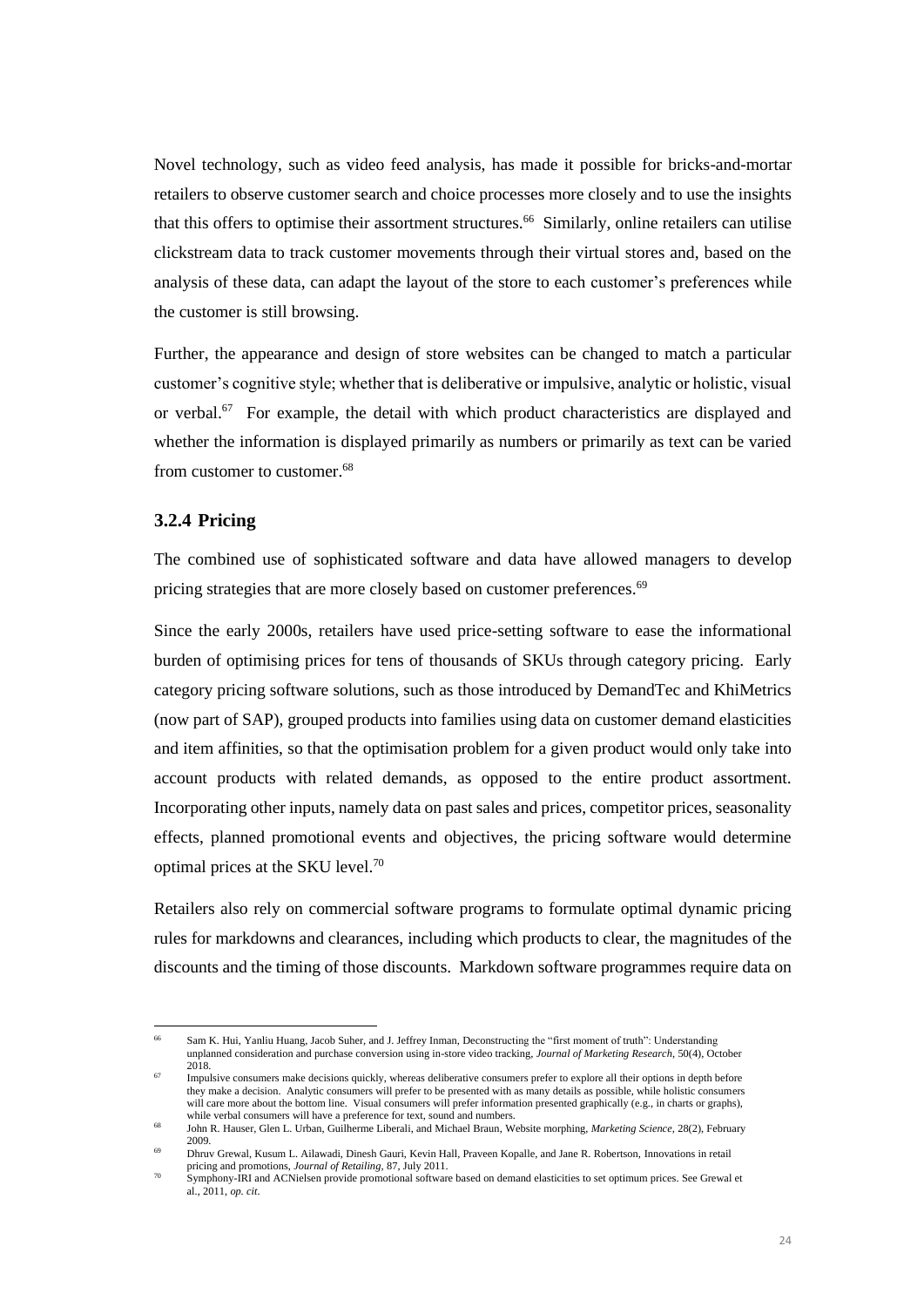Novel technology, such as video feed analysis, has made it possible for bricks-and-mortar retailers to observe customer search and choice processes more closely and to use the insights that this offers to optimise their assortment structures.[66] Similarly, online retailers can utilise clickstream data to track customer movements through their virtual stores and, based on the analysis of these data, can adapt the layout of the store to each customer's preferences while the customer is still browsing.

Further, the appearance and design of store websites can be changed to match a particular customer's cognitive style; whether that is deliberative or impulsive, analytic or holistic, visual or verbal.[67] For example, the detail with which product characteristics are displayed and whether the information is displayed primarily as numbers or primarily as text can be varied from customer to customer.[68]

### 3.2.4 Pricing

The combined use of sophisticated software and data have allowed managers to develop pricing strategies that are more closely based on customer preferences.[69]

Since the early 2000s, retailers have used price-setting software to ease the informational burden of optimising prices for tens of thousands of SKUs through category pricing. Early category pricing software solutions, such as those introduced by DemandTec and KhiMetrics (now part of SAP), grouped products into families using data on customer demand elasticities and item affinities, so that the optimisation problem for a given product would only take into account products with related demands, as opposed to the entire product assortment. Incorporating other inputs, namely data on past sales and prices, competitor prices, seasonality effects, planned promotional events and objectives, the pricing software would determine optimal prices at the SKU level.[70]

Retailers also rely on commercial software programs to formulate optimal dynamic pricing rules for markdowns and clearances, including which products to clear, the magnitudes of the discounts and the timing of those discounts. Markdown software programmes require data on

---

[66] Sam K. Hui, Yanliu Huang, Jacob Suher, and J. Jeffrey Inman, Deconstructing the "first moment of truth": Understanding unplanned consideration and purchase conversion using in-store video tracking, *Journal of Marketing Research*, 50(4), October 2018.

[67] Impulsive consumers make decisions quickly, whereas deliberative consumers prefer to explore all their options in depth before they make a decision. Analytic consumers will prefer to be presented with as many details as possible, while holistic consumers will care more about the bottom line. Visual consumers will prefer information presented graphically (e.g., in charts or graphs), while verbal consumers will have a preference for text, sound and numbers.

[68] John R. Hauser, Glen L. Urban, Guilherme Liberali, and Michael Braun, Website morphing, *Marketing Science*, 28(2), February 2009.

[69] Dhruv Grewal, Kusum L. Ailawadi, Dinesh Gauri, Kevin Hall, Praveen Kopalle, and Jane R. Robertson, Innovations in retail pricing and promotions, *Journal of Retailing*, 87, July 2011.

[70] Symphony-IRI and ACNielsen provide promotional software based on demand elasticities to set optimum prices. See Grewal et al., 2011, *op. cit*.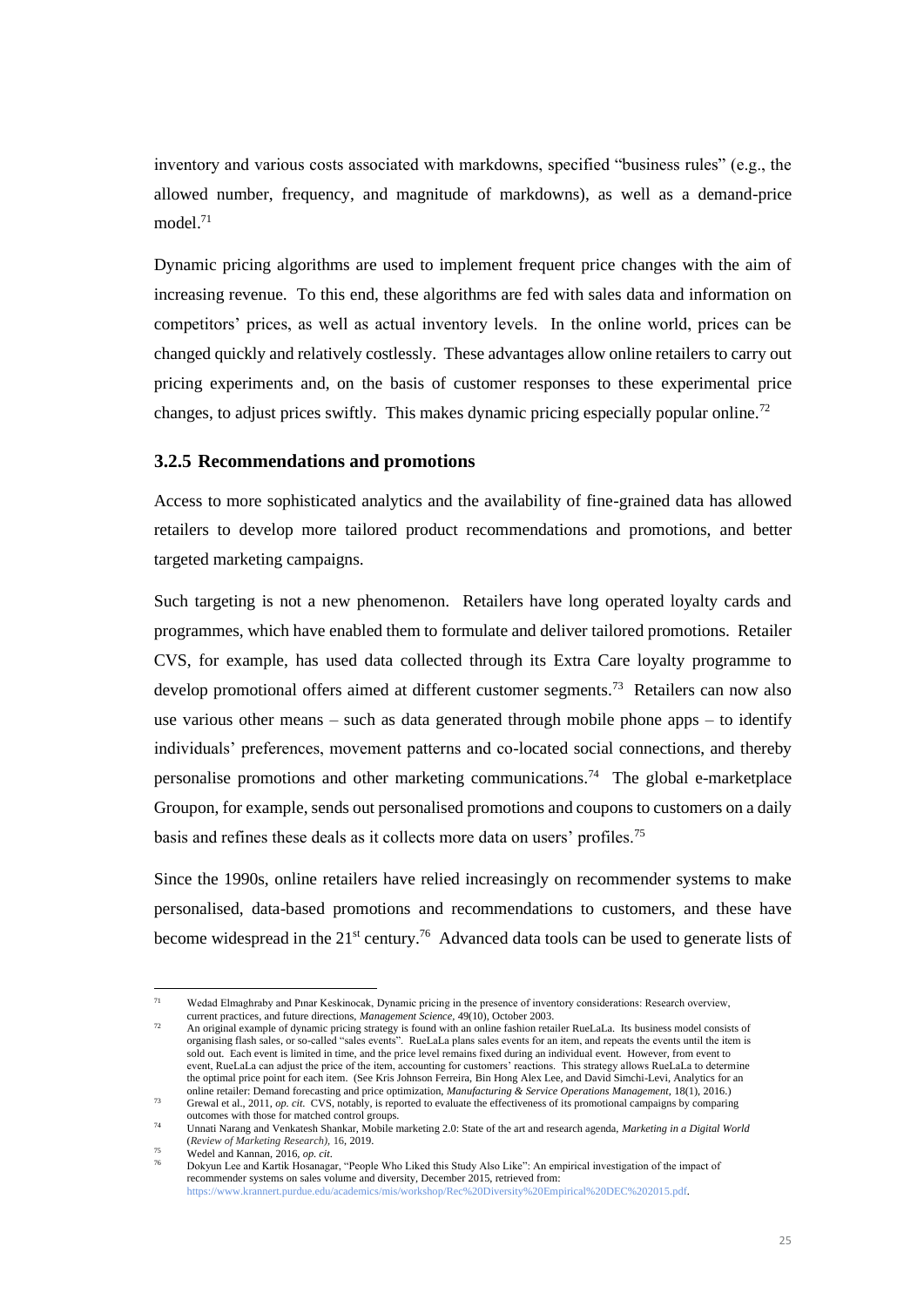inventory and various costs associated with markdowns, specified "business rules" (e.g., the allowed number, frequency, and magnitude of markdowns), as well as a demand-price model.[71]

Dynamic pricing algorithms are used to implement frequent price changes with the aim of increasing revenue. To this end, these algorithms are fed with sales data and information on competitors' prices, as well as actual inventory levels. In the online world, prices can be changed quickly and relatively costlessly. These advantages allow online retailers to carry out pricing experiments and, on the basis of customer responses to these experimental price changes, to adjust prices swiftly. This makes dynamic pricing especially popular online.[72]

### 3.2.5 Recommendations and promotions

Access to more sophisticated analytics and the availability of fine-grained data has allowed retailers to develop more tailored product recommendations and promotions, and better targeted marketing campaigns.

Such targeting is not a new phenomenon. Retailers have long operated loyalty cards and programmes, which have enabled them to formulate and deliver tailored promotions. Retailer CVS, for example, has used data collected through its Extra Care loyalty programme to develop promotional offers aimed at different customer segments.[73] Retailers can now also use various other means – such as data generated through mobile phone apps – to identify individuals' preferences, movement patterns and co-located social connections, and thereby personalise promotions and other marketing communications.[74] The global e-marketplace Groupon, for example, sends out personalised promotions and coupons to customers on a daily basis and refines these deals as it collects more data on users' profiles.[75]

Since the 1990s, online retailers have relied increasingly on recommender systems to make personalised, data-based promotions and recommendations to customers, and these have become widespread in the 21st century.[76] Advanced data tools can be used to generate lists of

---

[71] Wedad Elmaghraby and Pınar Keskinocak, Dynamic pricing in the presence of inventory considerations: Research overview, current practices, and future directions, *Management Science*, 49(10), October 2003.

[72] An original example of dynamic pricing strategy is found with an online fashion retailer RueLaLa. Its business model consists of organising flash sales, or so-called "sales events". RueLaLa plans sales events for an item, and repeats the events until the item is sold out. Each event is limited in time, and the price level remains fixed during an individual event. However, from event to event, RueLaLa can adjust the price of the item, accounting for customers' reactions. This strategy allows RueLaLa to determine the optimal price point for each item. (See Kris Johnson Ferreira, Bin Hong Alex Lee, and David Simchi-Levi, Analytics for an online retailer: Demand forecasting and price optimization, *Manufacturing & Service Operations Management*, 18(1), 2016.)

[73] Grewal et al., 2011, *op. cit.* CVS, notably, is reported to evaluate the effectiveness of its promotional campaigns by comparing outcomes with those for matched control groups.

[74] Unnati Narang and Venkatesh Shankar, Mobile marketing 2.0: State of the art and research agenda, *Marketing in a Digital World* (*Review of Marketing Research*), 16, 2019.

[75] Wedel and Kannan, 2016, *op. cit.*

[76] Dokyun Lee and Kartik Hosanagar, "People Who Liked this Study Also Like": An empirical investigation of the impact of recommender systems on sales volume and diversity, December 2015, retrieved from: https://www.krannert.purdue.edu/academics/mis/workshop/Rec%20Diversity%20Empirical%20DEC%202015.pdf.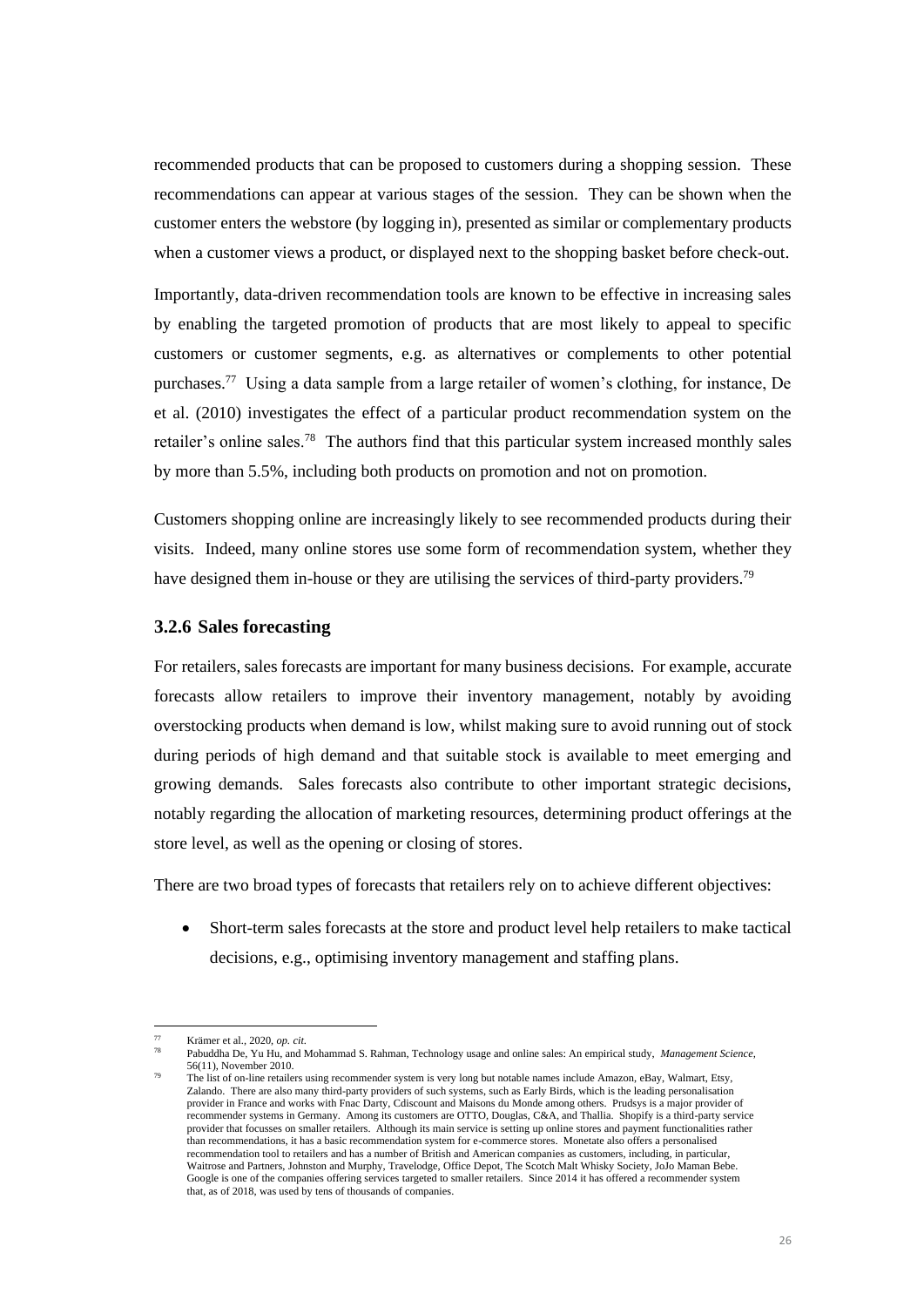recommended products that can be proposed to customers during a shopping session. These recommendations can appear at various stages of the session. They can be shown when the customer enters the webstore (by logging in), presented as similar or complementary products when a customer views a product, or displayed next to the shopping basket before check-out.

Importantly, data-driven recommendation tools are known to be effective in increasing sales by enabling the targeted promotion of products that are most likely to appeal to specific customers or customer segments, e.g. as alternatives or complements to other potential purchases.[77] Using a data sample from a large retailer of women's clothing, for instance, De et al. (2010) investigates the effect of a particular product recommendation system on the retailer's online sales.[78] The authors find that this particular system increased monthly sales by more than 5.5%, including both products on promotion and not on promotion.

Customers shopping online are increasingly likely to see recommended products during their visits. Indeed, many online stores use some form of recommendation system, whether they have designed them in-house or they are utilising the services of third-party providers.[79]

### 3.2.6 Sales forecasting

For retailers, sales forecasts are important for many business decisions. For example, accurate forecasts allow retailers to improve their inventory management, notably by avoiding overstocking products when demand is low, whilst making sure to avoid running out of stock during periods of high demand and that suitable stock is available to meet emerging and growing demands. Sales forecasts also contribute to other important strategic decisions, notably regarding the allocation of marketing resources, determining product offerings at the store level, as well as the opening or closing of stores.

There are two broad types of forecasts that retailers rely on to achieve different objectives:

- Short-term sales forecasts at the store and product level help retailers to make tactical decisions, e.g., optimising inventory management and staffing plans.

---

[77] Krämer et al., 2020, *op. cit.*

[78] Pabuddha De, Yu Hu, and Mohammad S. Rahman, Technology usage and online sales: An empirical study, *Management Science*, 56(11), November 2010.

[79] The list of on-line retailers using recommender system is very long but notable names include Amazon, eBay, Walmart, Etsy, Zalando. There are also many third-party providers of such systems, such as Early Birds, which is the leading personalisation provider in France and works with Fnac Darty, Cdiscount and Maisons du Monde among others. Prudsys is a major provider of recommender systems in Germany. Among its customers are OTTO, Douglas, C&A, and Thallia. Shopify is a third-party service provider that focusses on smaller retailers. Although its main service is setting up online stores and payment functionalities rather than recommendations, it has a basic recommendation system for e-commerce stores. Monetate also offers a personalised recommendation tool to retailers and has a number of British and American companies as customers, including, in particular, Waitrose and Partners, Johnston and Murphy, Travelodge, Office Depot, The Scotch Malt Whisky Society, JoJo Maman Bebe. Google is one of the companies offering services targeted to smaller retailers. Since 2014 it has offered a recommender system that, as of 2018, was used by tens of thousands of companies.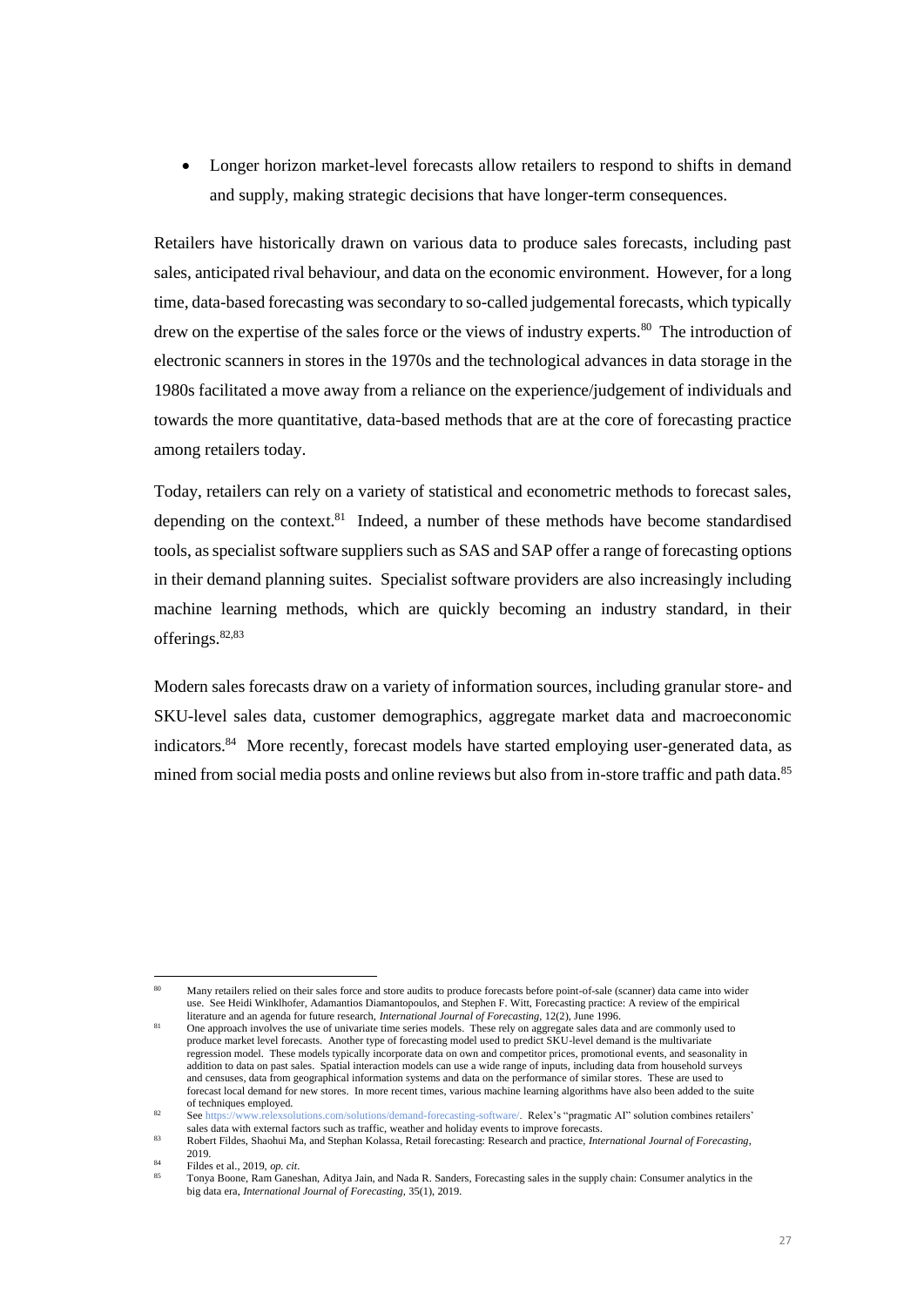- Longer horizon market-level forecasts allow retailers to respond to shifts in demand and supply, making strategic decisions that have longer-term consequences.

Retailers have historically drawn on various data to produce sales forecasts, including past sales, anticipated rival behaviour, and data on the economic environment. However, for a long time, data-based forecasting was secondary to so-called judgemental forecasts, which typically drew on the expertise of the sales force or the views of industry experts.[80] The introduction of electronic scanners in stores in the 1970s and the technological advances in data storage in the 1980s facilitated a move away from a reliance on the experience/judgement of individuals and towards the more quantitative, data-based methods that are at the core of forecasting practice among retailers today.

Today, retailers can rely on a variety of statistical and econometric methods to forecast sales, depending on the context.[81] Indeed, a number of these methods have become standardised tools, as specialist software suppliers such as SAS and SAP offer a range of forecasting options in their demand planning suites. Specialist software providers are also increasingly including machine learning methods, which are quickly becoming an industry standard, in their offerings.[82,83]

Modern sales forecasts draw on a variety of information sources, including granular store- and SKU-level sales data, customer demographics, aggregate market data and macroeconomic indicators.[84] More recently, forecast models have started employing user-generated data, as mined from social media posts and online reviews but also from in-store traffic and path data.[85]

---

[80] Many retailers relied on their sales force and store audits to produce forecasts before point-of-sale (scanner) data came into wider use. See Heidi Winklhofer, Adamantios Diamantopoulos, and Stephen F. Witt, Forecasting practice: A review of the empirical literature and an agenda for future research, *International Journal of Forecasting*, 12(2), June 1996.

[81] One approach involves the use of univariate time series models. These rely on aggregate sales data and are commonly used to produce market level forecasts. Another type of forecasting model used to predict SKU-level demand is the multivariate regression model. These models typically incorporate data on own and competitor prices, promotional events, and seasonality in addition to data on past sales. Spatial interaction models can use a wide range of inputs, including data from household surveys and censuses, data from geographical information systems and data on the performance of similar stores. These are used to forecast local demand for new stores. In more recent times, various machine learning algorithms have also been added to the suite of techniques employed.

[82] See https://www.relexsolutions.com/solutions/demand-forecasting-software/. Relex's "pragmatic AI" solution combines retailers' sales data with external factors such as traffic, weather and holiday events to improve forecasts.

[83] Robert Fildes, Shaohui Ma, and Stephan Kolassa, Retail forecasting: Research and practice, *International Journal of Forecasting*, 2019.

[84] Fildes et al., 2019, *op. cit*.

[85] Tonya Boone, Ram Ganeshan, Aditya Jain, and Nada R. Sanders, Forecasting sales in the supply chain: Consumer analytics in the big data era, *International Journal of Forecasting*, 35(1), 2019.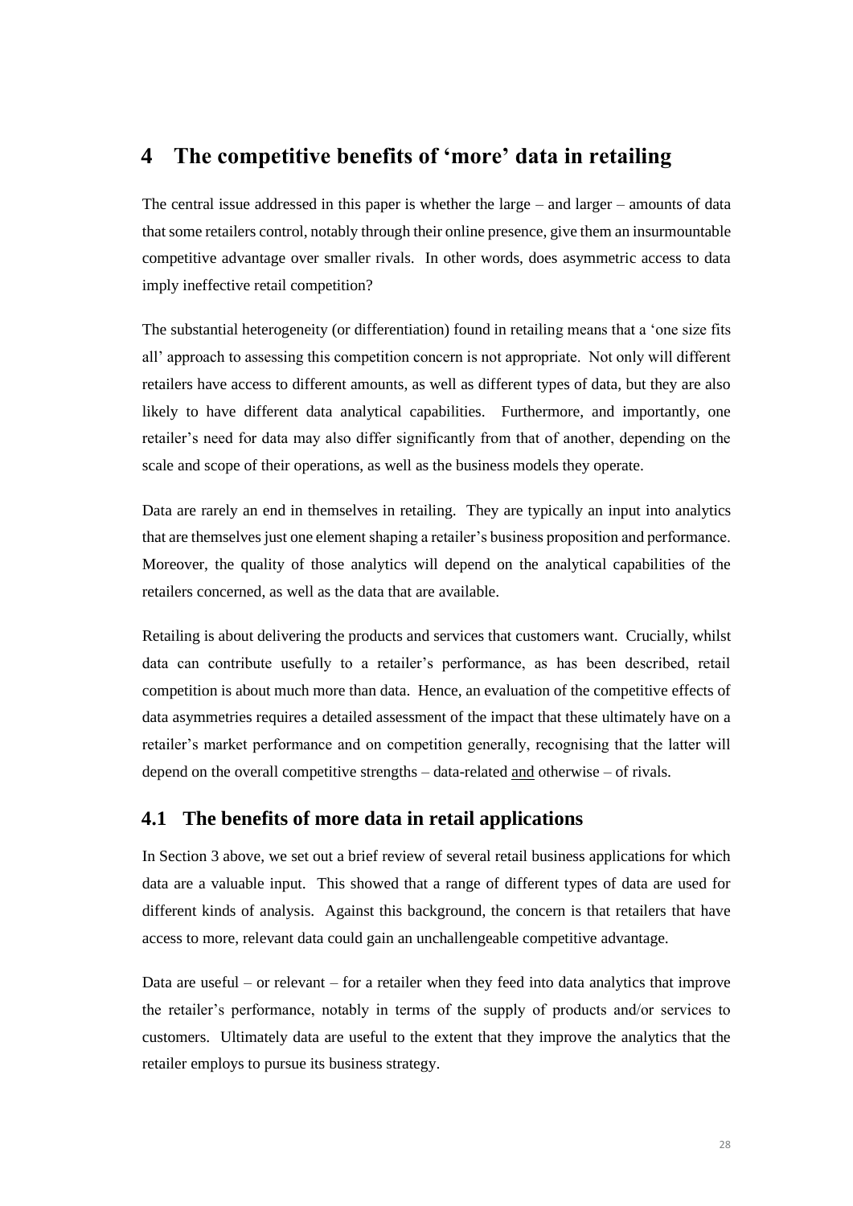# 4 The competitive benefits of 'more' data in retailing

The central issue addressed in this paper is whether the large – and larger – amounts of data that some retailers control, notably through their online presence, give them an insurmountable competitive advantage over smaller rivals. In other words, does asymmetric access to data imply ineffective retail competition?

The substantial heterogeneity (or differentiation) found in retailing means that a 'one size fits all' approach to assessing this competition concern is not appropriate. Not only will different retailers have access to different amounts, as well as different types of data, but they are also likely to have different data analytical capabilities. Furthermore, and importantly, one retailer's need for data may also differ significantly from that of another, depending on the scale and scope of their operations, as well as the business models they operate.

Data are rarely an end in themselves in retailing. They are typically an input into analytics that are themselves just one element shaping a retailer's business proposition and performance. Moreover, the quality of those analytics will depend on the analytical capabilities of the retailers concerned, as well as the data that are available.

Retailing is about delivering the products and services that customers want. Crucially, whilst data can contribute usefully to a retailer's performance, as has been described, retail competition is about much more than data. Hence, an evaluation of the competitive effects of data asymmetries requires a detailed assessment of the impact that these ultimately have on a retailer's market performance and on competition generally, recognising that the latter will depend on the overall competitive strengths – data-related and otherwise – of rivals.

## 4.1 The benefits of more data in retail applications

In Section 3 above, we set out a brief review of several retail business applications for which data are a valuable input. This showed that a range of different types of data are used for different kinds of analysis. Against this background, the concern is that retailers that have access to more, relevant data could gain an unchallengeable competitive advantage.

Data are useful – or relevant – for a retailer when they feed into data analytics that improve the retailer's performance, notably in terms of the supply of products and/or services to customers. Ultimately data are useful to the extent that they improve the analytics that the retailer employs to pursue its business strategy.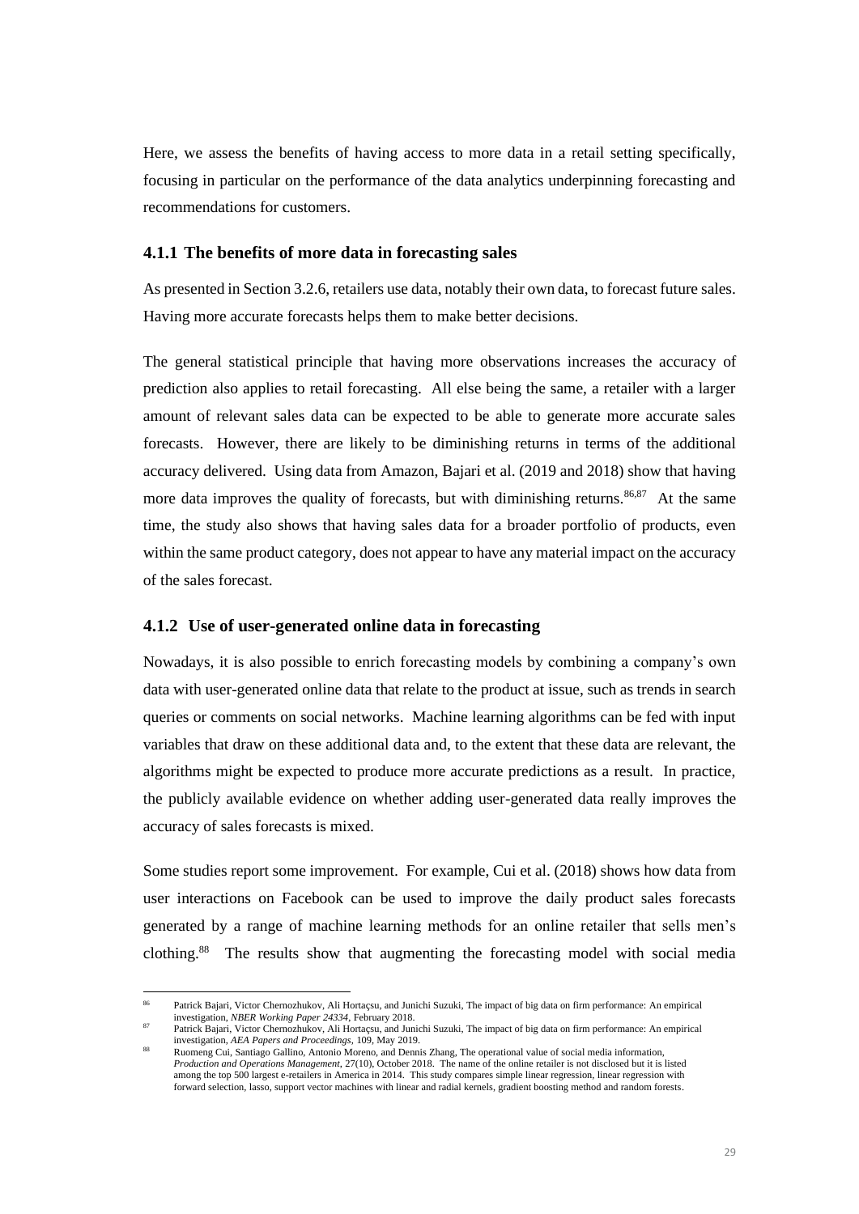Here, we assess the benefits of having access to more data in a retail setting specifically, focusing in particular on the performance of the data analytics underpinning forecasting and recommendations for customers.

### 4.1.1 The benefits of more data in forecasting sales

As presented in Section 3.2.6, retailers use data, notably their own data, to forecast future sales. Having more accurate forecasts helps them to make better decisions.

The general statistical principle that having more observations increases the accuracy of prediction also applies to retail forecasting. All else being the same, a retailer with a larger amount of relevant sales data can be expected to be able to generate more accurate sales forecasts. However, there are likely to be diminishing returns in terms of the additional accuracy delivered. Using data from Amazon, Bajari et al. (2019 and 2018) show that having more data improves the quality of forecasts, but with diminishing returns.[86,87] At the same time, the study also shows that having sales data for a broader portfolio of products, even within the same product category, does not appear to have any material impact on the accuracy of the sales forecast.

### 4.1.2 Use of user-generated online data in forecasting

Nowadays, it is also possible to enrich forecasting models by combining a company's own data with user-generated online data that relate to the product at issue, such as trends in search queries or comments on social networks. Machine learning algorithms can be fed with input variables that draw on these additional data and, to the extent that these data are relevant, the algorithms might be expected to produce more accurate predictions as a result. In practice, the publicly available evidence on whether adding user-generated data really improves the accuracy of sales forecasts is mixed.

Some studies report some improvement. For example, Cui et al. (2018) shows how data from user interactions on Facebook can be used to improve the daily product sales forecasts generated by a range of machine learning methods for an online retailer that sells men's clothing.[88] The results show that augmenting the forecasting model with social media

---

[86] Patrick Bajari, Victor Chernozhukov, Ali Hortaçsu, and Junichi Suzuki, The impact of big data on firm performance: An empirical investigation, *NBER Working Paper 24334*, February 2018.

[87] Patrick Bajari, Victor Chernozhukov, Ali Hortaçsu, and Junichi Suzuki, The impact of big data on firm performance: An empirical investigation, *AEA Papers and Proceedings*, 109, May 2019.

[88] Ruomeng Cui, Santiago Gallino, Antonio Moreno, and Dennis Zhang, The operational value of social media information, *Production and Operations Management*, 27(10), October 2018. The name of the online retailer is not disclosed but it is listed among the top 500 largest e-retailers in America in 2014. This study compares simple linear regression, linear regression with forward selection, lasso, support vector machines with linear and radial kernels, gradient boosting method and random forests.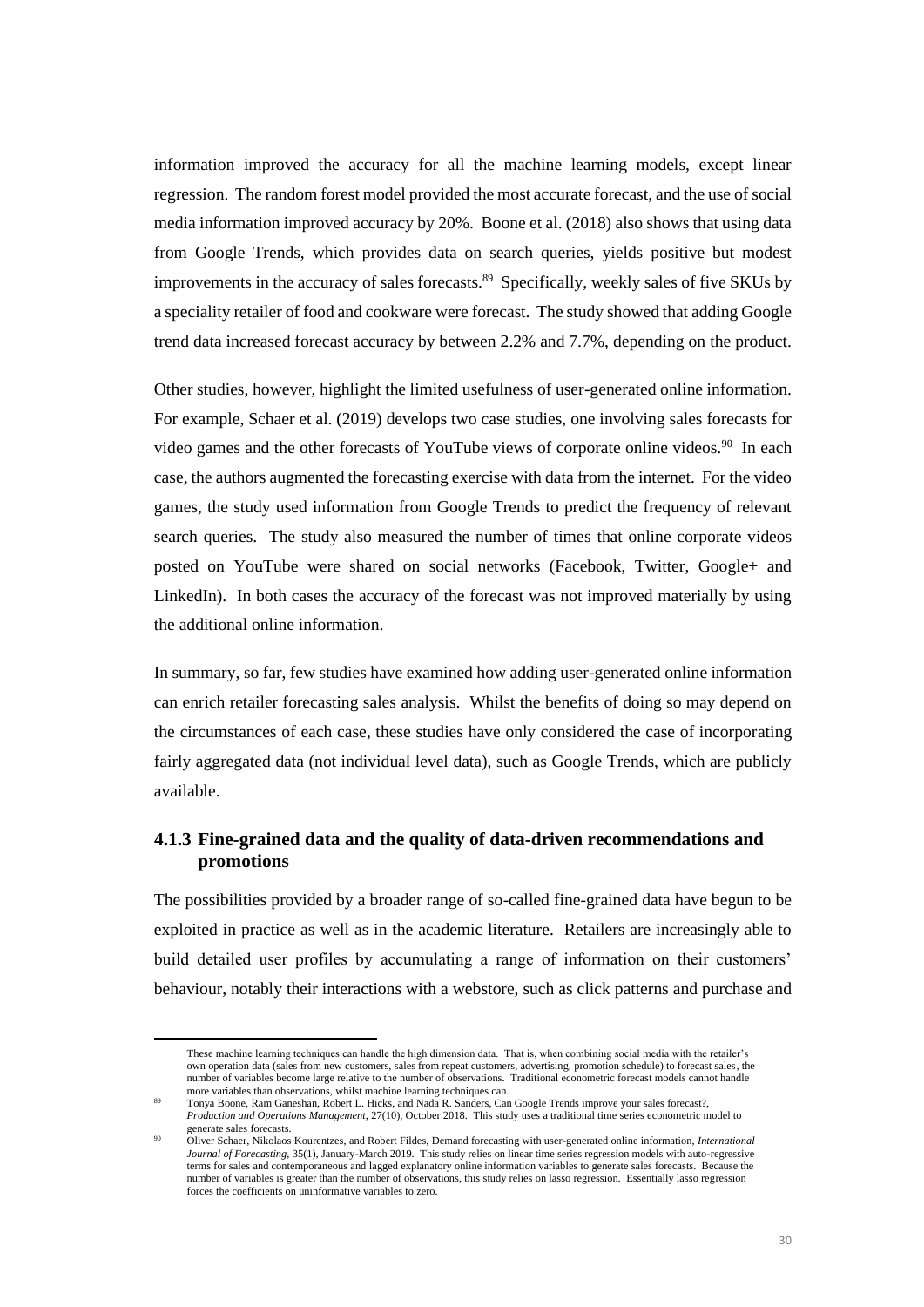information improved the accuracy for all the machine learning models, except linear regression. The random forest model provided the most accurate forecast, and the use of social media information improved accuracy by 20%. Boone et al. (2018) also shows that using data from Google Trends, which provides data on search queries, yields positive but modest improvements in the accuracy of sales forecasts.[89] Specifically, weekly sales of five SKUs by a speciality retailer of food and cookware were forecast. The study showed that adding Google trend data increased forecast accuracy by between 2.2% and 7.7%, depending on the product.

Other studies, however, highlight the limited usefulness of user-generated online information. For example, Schaer et al. (2019) develops two case studies, one involving sales forecasts for video games and the other forecasts of YouTube views of corporate online videos.[90] In each case, the authors augmented the forecasting exercise with data from the internet. For the video games, the study used information from Google Trends to predict the frequency of relevant search queries. The study also measured the number of times that online corporate videos posted on YouTube were shared on social networks (Facebook, Twitter, Google+ and LinkedIn). In both cases the accuracy of the forecast was not improved materially by using the additional online information.

In summary, so far, few studies have examined how adding user-generated online information can enrich retailer forecasting sales analysis. Whilst the benefits of doing so may depend on the circumstances of each case, these studies have only considered the case of incorporating fairly aggregated data (not individual level data), such as Google Trends, which are publicly available.

### 4.1.3 Fine-grained data and the quality of data-driven recommendations and promotions

The possibilities provided by a broader range of so-called fine-grained data have begun to be exploited in practice as well as in the academic literature. Retailers are increasingly able to build detailed user profiles by accumulating a range of information on their customers' behaviour, notably their interactions with a webstore, such as click patterns and purchase and

---

These machine learning techniques can handle the high dimension data. That is, when combining social media with the retailer's own operation data (sales from new customers, sales from repeat customers, advertising, promotion schedule) to forecast sales, the number of variables become large relative to the number of observations. Traditional econometric forecast models cannot handle more variables than observations, whilst machine learning techniques can.

[89] Tonya Boone, Ram Ganeshan, Robert L. Hicks, and Nada R. Sanders, Can Google Trends improve your sales forecast?, *Production and Operations Management*, 27(10), October 2018. This study uses a traditional time series econometric model to generate sales forecasts.

[90] Oliver Schaer, Nikolaos Kourentzes, and Robert Fildes, Demand forecasting with user-generated online information, *International Journal of Forecasting*, 35(1), January-March 2019. This study relies on linear time series regression models with auto-regressive terms for sales and contemporaneous and lagged explanatory online information variables to generate sales forecasts. Because the number of variables is greater than the number of observations, this study relies on lasso regression. Essentially lasso regression forces the coefficients on uninformative variables to zero.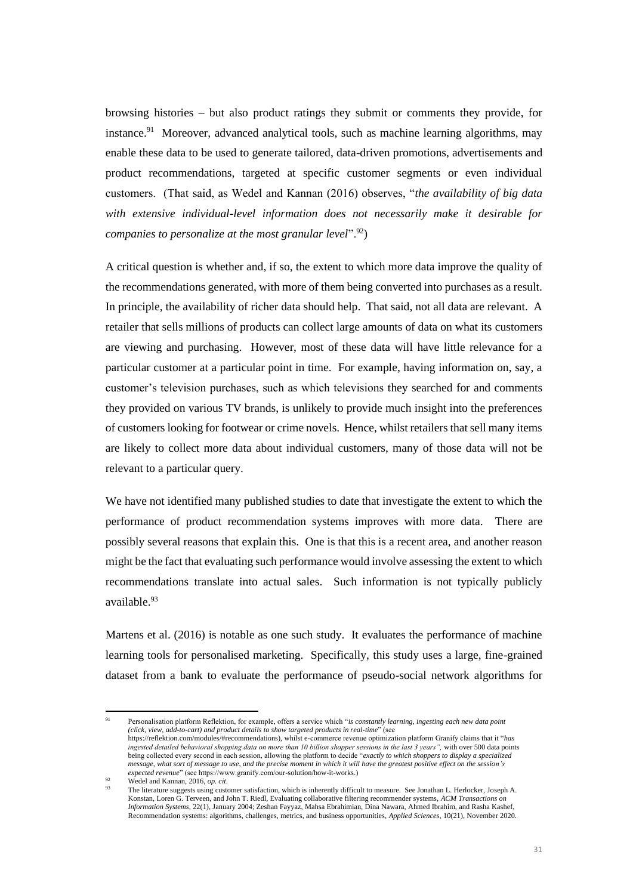browsing histories – but also product ratings they submit or comments they provide, for instance.[91] Moreover, advanced analytical tools, such as machine learning algorithms, may enable these data to be used to generate tailored, data-driven promotions, advertisements and product recommendations, targeted at specific customer segments or even individual customers. (That said, as Wedel and Kannan (2016) observes, "*the availability of big data with extensive individual-level information does not necessarily make it desirable for companies to personalize at the most granular level*".[92])

A critical question is whether and, if so, the extent to which more data improve the quality of the recommendations generated, with more of them being converted into purchases as a result. In principle, the availability of richer data should help. That said, not all data are relevant. A retailer that sells millions of products can collect large amounts of data on what its customers are viewing and purchasing. However, most of these data will have little relevance for a particular customer at a particular point in time. For example, having information on, say, a customer's television purchases, such as which televisions they searched for and comments they provided on various TV brands, is unlikely to provide much insight into the preferences of customers looking for footwear or crime novels. Hence, whilst retailers that sell many items are likely to collect more data about individual customers, many of those data will not be relevant to a particular query.

We have not identified many published studies to date that investigate the extent to which the performance of product recommendation systems improves with more data. There are possibly several reasons that explain this. One is that this is a recent area, and another reason might be the fact that evaluating such performance would involve assessing the extent to which recommendations translate into actual sales. Such information is not typically publicly available.[93]

Martens et al. (2016) is notable as one such study. It evaluates the performance of machine learning tools for personalised marketing. Specifically, this study uses a large, fine-grained dataset from a bank to evaluate the performance of pseudo-social network algorithms for

---

[91] Personalisation platform Reflektion, for example, offers a service which "*is constantly learning, ingesting each new data point (click, view, add-to-cart) and product details to show targeted products in real-time*" (see https://reflektion.com/modules/#recommendations), whilst e-commerce revenue optimization platform Granify claims that it "*has ingested detailed behavioral shopping data on more than 10 billion shopper sessions in the last 3 years",* with over 500 data points being collected every second in each session, allowing the platform to decide "*exactly to which shoppers to display a specialized message, what sort of message to use, and the precise moment in which it will have the greatest positive effect on the session's expected revenue*" (see https://www.granify.com/our-solution/how-it-works.)

[92] Wedel and Kannan, 2016, *op. cit*.

[93] The literature suggests using customer satisfaction, which is inherently difficult to measure. See Jonathan L. Herlocker, Joseph A. Konstan, Loren G. Terveen, and John T. Riedl, Evaluating collaborative filtering recommender systems, *ACM Transactions on Information Systems*, 22(1), January 2004; Zeshan Fayyaz, Mahsa Ebrahimian, Dina Nawara, Ahmed Ibrahim, and Rasha Kashef, Recommendation systems: algorithms, challenges, metrics, and business opportunities, *Applied Sciences*, 10(21), November 2020.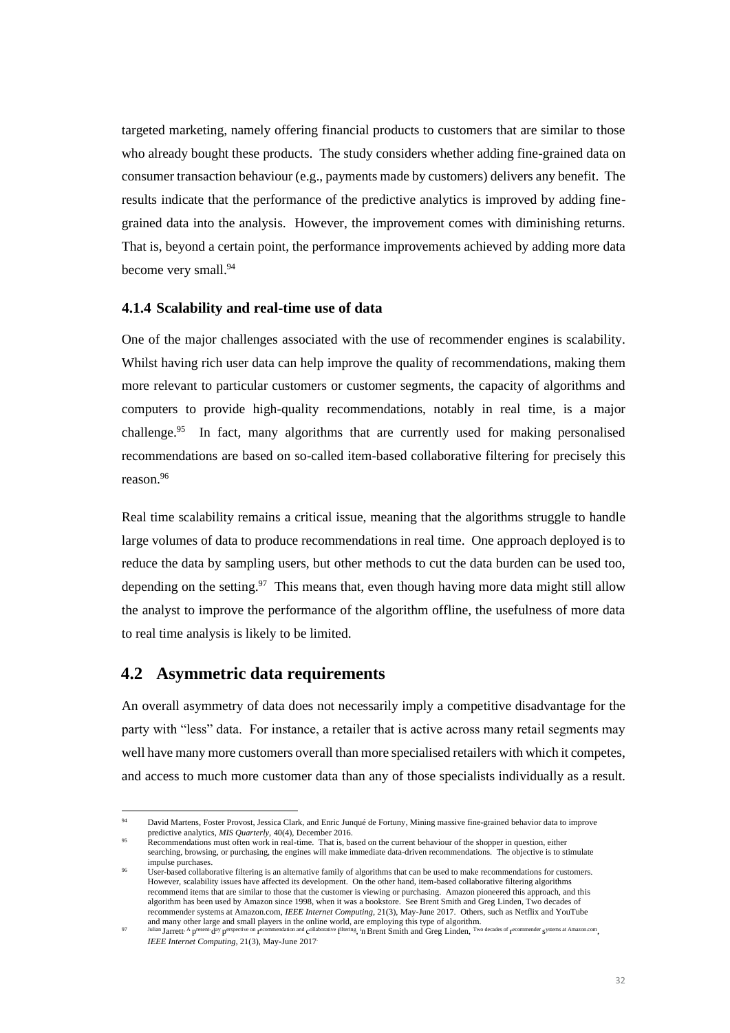targeted marketing, namely offering financial products to customers that are similar to those who already bought these products. The study considers whether adding fine-grained data on consumer transaction behaviour (e.g., payments made by customers) delivers any benefit. The results indicate that the performance of the predictive analytics is improved by adding fine-grained data into the analysis. However, the improvement comes with diminishing returns. That is, beyond a certain point, the performance improvements achieved by adding more data become very small.[94]

### 4.1.4 Scalability and real-time use of data

One of the major challenges associated with the use of recommender engines is scalability. Whilst having rich user data can help improve the quality of recommendations, making them more relevant to particular customers or customer segments, the capacity of algorithms and computers to provide high-quality recommendations, notably in real time, is a major challenge.[95] In fact, many algorithms that are currently used for making personalised recommendations are based on so-called item-based collaborative filtering for precisely this reason.[96]

Real time scalability remains a critical issue, meaning that the algorithms struggle to handle large volumes of data to produce recommendations in real time. One approach deployed is to reduce the data by sampling users, but other methods to cut the data burden can be used too, depending on the setting.[97] This means that, even though having more data might still allow the analyst to improve the performance of the algorithm offline, the usefulness of more data to real time analysis is likely to be limited.

## 4.2 Asymmetric data requirements

An overall asymmetry of data does not necessarily imply a competitive disadvantage for the party with "less" data. For instance, a retailer that is active across many retail segments may well have many more customers overall than more specialised retailers with which it competes, and access to much more customer data than any of those specialists individually as a result.

---

[94] David Martens, Foster Provost, Jessica Clark, and Enric Junqué de Fortuny, Mining massive fine-grained behavior data to improve predictive analytics, *MIS Quarterly*, 40(4), December 2016.

[95] Recommendations must often work in real-time. That is, based on the current behaviour of the shopper in question, either searching, browsing, or purchasing, the engines will make immediate data-driven recommendations. The objective is to stimulate impulse purchases.

[96] User-based collaborative filtering is an alternative family of algorithms that can be used to make recommendations for customers. However, scalability issues have affected its development. On the other hand, item-based collaborative filtering algorithms recommend items that are similar to those that the customer is viewing or purchasing. Amazon pioneered this approach, and this algorithm has been used by Amazon since 1998, when it was a bookstore. See Brent Smith and Greg Linden, Two decades of recommender systems at Amazon.com, *IEEE Internet Computing*, 21(3), May-June 2017. Others, such as Netflix and YouTube and many other large and small players in the online world, are employing this type of algorithm.

[97] Julian Jarrett, A present-day perspective on recommendation and collaborative filtering, in Brent Smith and Greg Linden, Two decades of recommender systems at Amazon.com, *IEEE Internet Computing*, 21(3), May-June 2017.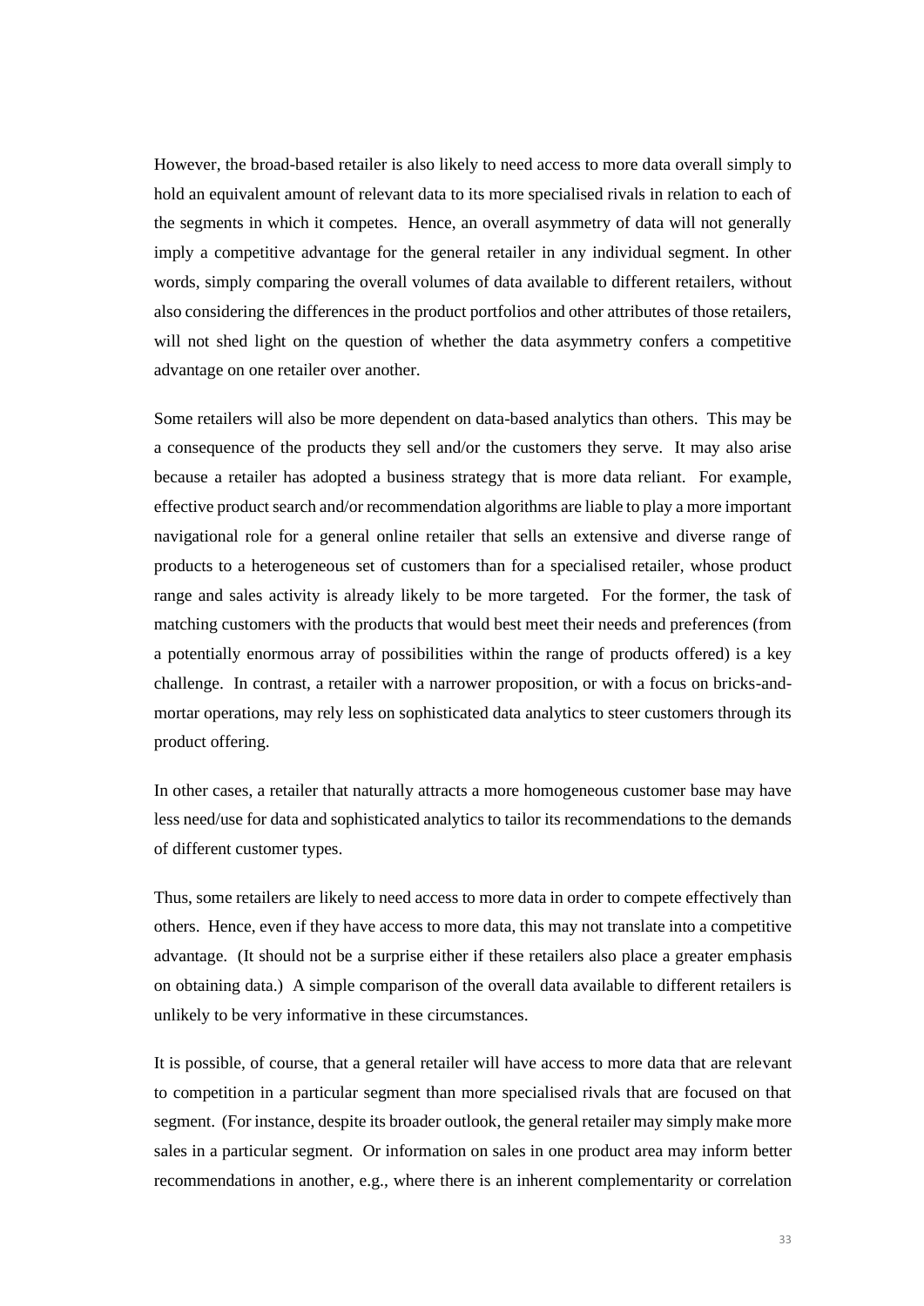However, the broad-based retailer is also likely to need access to more data overall simply to hold an equivalent amount of relevant data to its more specialised rivals in relation to each of the segments in which it competes. Hence, an overall asymmetry of data will not generally imply a competitive advantage for the general retailer in any individual segment. In other words, simply comparing the overall volumes of data available to different retailers, without also considering the differences in the product portfolios and other attributes of those retailers, will not shed light on the question of whether the data asymmetry confers a competitive advantage on one retailer over another.

Some retailers will also be more dependent on data-based analytics than others. This may be a consequence of the products they sell and/or the customers they serve. It may also arise because a retailer has adopted a business strategy that is more data reliant. For example, effective product search and/or recommendation algorithms are liable to play a more important navigational role for a general online retailer that sells an extensive and diverse range of products to a heterogeneous set of customers than for a specialised retailer, whose product range and sales activity is already likely to be more targeted. For the former, the task of matching customers with the products that would best meet their needs and preferences (from a potentially enormous array of possibilities within the range of products offered) is a key challenge. In contrast, a retailer with a narrower proposition, or with a focus on bricks-and-mortar operations, may rely less on sophisticated data analytics to steer customers through its product offering.

In other cases, a retailer that naturally attracts a more homogeneous customer base may have less need/use for data and sophisticated analytics to tailor its recommendations to the demands of different customer types.

Thus, some retailers are likely to need access to more data in order to compete effectively than others. Hence, even if they have access to more data, this may not translate into a competitive advantage. (It should not be a surprise either if these retailers also place a greater emphasis on obtaining data.) A simple comparison of the overall data available to different retailers is unlikely to be very informative in these circumstances.

It is possible, of course, that a general retailer will have access to more data that are relevant to competition in a particular segment than more specialised rivals that are focused on that segment. (For instance, despite its broader outlook, the general retailer may simply make more sales in a particular segment. Or information on sales in one product area may inform better recommendations in another, e.g., where there is an inherent complementarity or correlation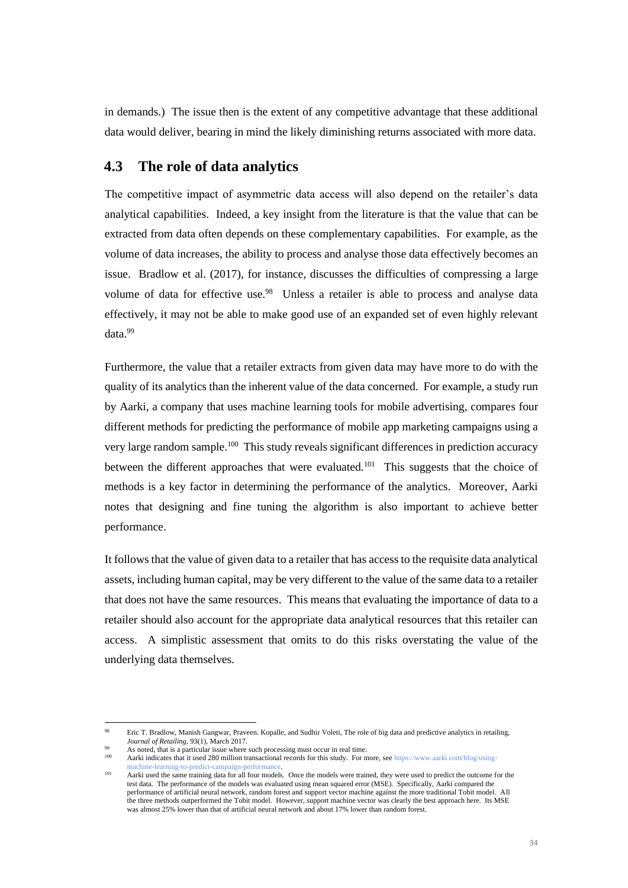in demands.) The issue then is the extent of any competitive advantage that these additional data would deliver, bearing in mind the likely diminishing returns associated with more data.

## 4.3 The role of data analytics

The competitive impact of asymmetric data access will also depend on the retailer's data analytical capabilities. Indeed, a key insight from the literature is that the value that can be extracted from data often depends on these complementary capabilities. For example, as the volume of data increases, the ability to process and analyse those data effectively becomes an issue. Bradlow et al. (2017), for instance, discusses the difficulties of compressing a large volume of data for effective use.[98] Unless a retailer is able to process and analyse data effectively, it may not be able to make good use of an expanded set of even highly relevant data.[99]

Furthermore, the value that a retailer extracts from given data may have more to do with the quality of its analytics than the inherent value of the data concerned. For example, a study run by Aarki, a company that uses machine learning tools for mobile advertising, compares four different methods for predicting the performance of mobile app marketing campaigns using a very large random sample.[100] This study reveals significant differences in prediction accuracy between the different approaches that were evaluated.[101] This suggests that the choice of methods is a key factor in determining the performance of the analytics. Moreover, Aarki notes that designing and fine tuning the algorithm is also important to achieve better performance.

It follows that the value of given data to a retailer that has access to the requisite data analytical assets, including human capital, may be very different to the value of the same data to a retailer that does not have the same resources. This means that evaluating the importance of data to a retailer should also account for the appropriate data analytical resources that this retailer can access. A simplistic assessment that omits to do this risks overstating the value of the underlying data themselves.

---

[98] Eric T. Bradlow, Manish Gangwar, Praveen. Kopalle, and Sudhir Voleti, The role of big data and predictive analytics in retailing, *Journal of Retailing*, 93(1), March 2017.

[99] As noted, that is a particular issue where such processing must occur in real time.

[100] Aarki indicates that it used 280 million transactional records for this study. For more, see https://www.aarki.com/blog/using-machine-learning-to-predict-campaign-performance.

[101] Aarki used the same training data for all four models. Once the models were trained, they were used to predict the outcome for the test data. The performance of the models was evaluated using mean squared error (MSE). Specifically, Aarki compared the performance of artificial neural network, random forest and support vector machine against the more traditional Tobit model. All the three methods outperformed the Tobit model. However, support machine vector was clearly the best approach here. Its MSE was almost 25% lower than that of artificial neural network and about 17% lower than random forest.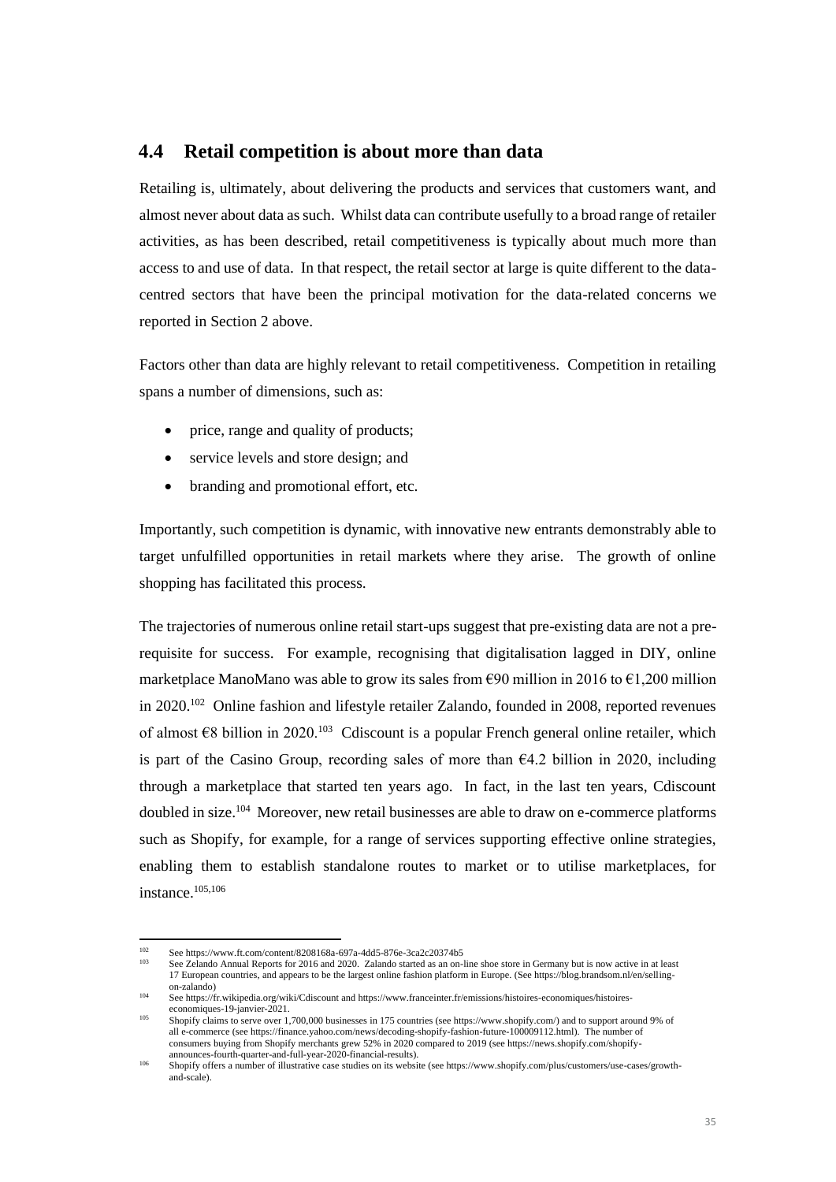## 4.4 Retail competition is about more than data

Retailing is, ultimately, about delivering the products and services that customers want, and almost never about data as such. Whilst data can contribute usefully to a broad range of retailer activities, as has been described, retail competitiveness is typically about much more than access to and use of data. In that respect, the retail sector at large is quite different to the data-centred sectors that have been the principal motivation for the data-related concerns we reported in Section 2 above.

Factors other than data are highly relevant to retail competitiveness. Competition in retailing spans a number of dimensions, such as:

- price, range and quality of products;
- service levels and store design; and
- branding and promotional effort, etc.

Importantly, such competition is dynamic, with innovative new entrants demonstrably able to target unfulfilled opportunities in retail markets where they arise. The growth of online shopping has facilitated this process.

The trajectories of numerous online retail start-ups suggest that pre-existing data are not a pre-requisite for success. For example, recognising that digitalisation lagged in DIY, online marketplace ManoMano was able to grow its sales from €90 million in 2016 to €1,200 million in 2020.[102] Online fashion and lifestyle retailer Zalando, founded in 2008, reported revenues of almost €8 billion in 2020.[103] Cdiscount is a popular French general online retailer, which is part of the Casino Group, recording sales of more than €4.2 billion in 2020, including through a marketplace that started ten years ago. In fact, in the last ten years, Cdiscount doubled in size.[104] Moreover, new retail businesses are able to draw on e-commerce platforms such as Shopify, for example, for a range of services supporting effective online strategies, enabling them to establish standalone routes to market or to utilise marketplaces, for instance.[105,106]

---

[102] See https://www.ft.com/content/8208168a-697a-4dd5-876e-3ca2c20374b5

[103] See Zelando Annual Reports for 2016 and 2020. Zalando started as an on-line shoe store in Germany but is now active in at least 17 European countries, and appears to be the largest online fashion platform in Europe. (See https://blog.brandsom.nl/en/selling-on-zalando)

[104] See https://fr.wikipedia.org/wiki/Cdiscount and https://www.franceinter.fr/emissions/histoires-economiques/histoires-economiques-19-janvier-2021.

[105] Shopify claims to serve over 1,700,000 businesses in 175 countries (see https://www.shopify.com/) and to support around 9% of all e-commerce (see https://finance.yahoo.com/news/decoding-shopify-fashion-future-100009112.html). The number of consumers buying from Shopify merchants grew 52% in 2020 compared to 2019 (see https://news.shopify.com/shopify-announces-fourth-quarter-and-full-year-2020-financial-results).

[106] Shopify offers a number of illustrative case studies on its website (see https://www.shopify.com/plus/customers/use-cases/growth-and-scale).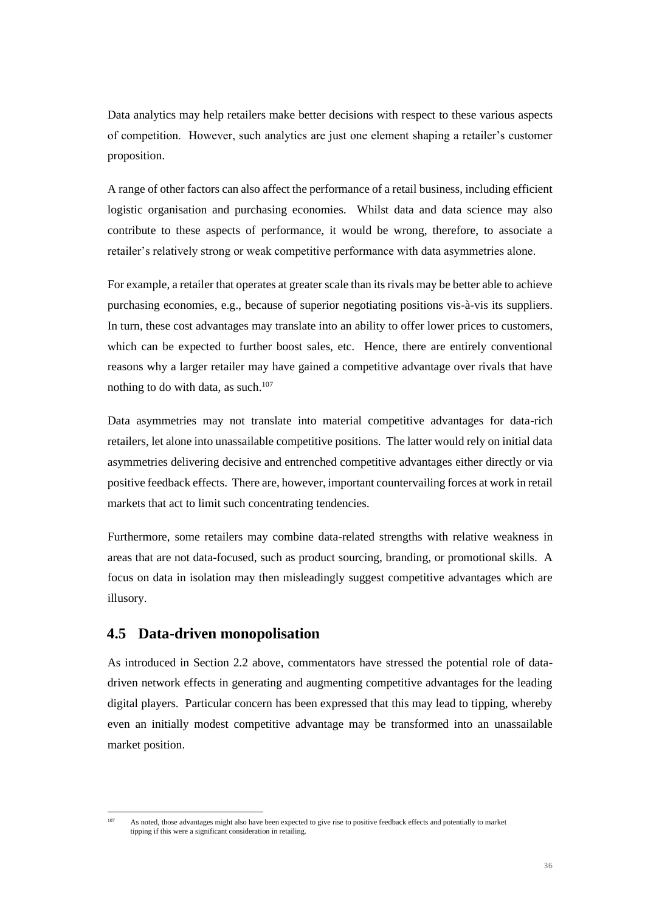Data analytics may help retailers make better decisions with respect to these various aspects of competition. However, such analytics are just one element shaping a retailer's customer proposition.

A range of other factors can also affect the performance of a retail business, including efficient logistic organisation and purchasing economies. Whilst data and data science may also contribute to these aspects of performance, it would be wrong, therefore, to associate a retailer's relatively strong or weak competitive performance with data asymmetries alone.

For example, a retailer that operates at greater scale than its rivals may be better able to achieve purchasing economies, e.g., because of superior negotiating positions vis-à-vis its suppliers. In turn, these cost advantages may translate into an ability to offer lower prices to customers, which can be expected to further boost sales, etc. Hence, there are entirely conventional reasons why a larger retailer may have gained a competitive advantage over rivals that have nothing to do with data, as such.[107]

Data asymmetries may not translate into material competitive advantages for data-rich retailers, let alone into unassailable competitive positions. The latter would rely on initial data asymmetries delivering decisive and entrenched competitive advantages either directly or via positive feedback effects. There are, however, important countervailing forces at work in retail markets that act to limit such concentrating tendencies.

Furthermore, some retailers may combine data-related strengths with relative weakness in areas that are not data-focused, such as product sourcing, branding, or promotional skills. A focus on data in isolation may then misleadingly suggest competitive advantages which are illusory.

## 4.5 Data-driven monopolisation

As introduced in Section 2.2 above, commentators have stressed the potential role of data-driven network effects in generating and augmenting competitive advantages for the leading digital players. Particular concern has been expressed that this may lead to tipping, whereby even an initially modest competitive advantage may be transformed into an unassailable market position.

---

[107] As noted, those advantages might also have been expected to give rise to positive feedback effects and potentially to market tipping if this were a significant consideration in retailing.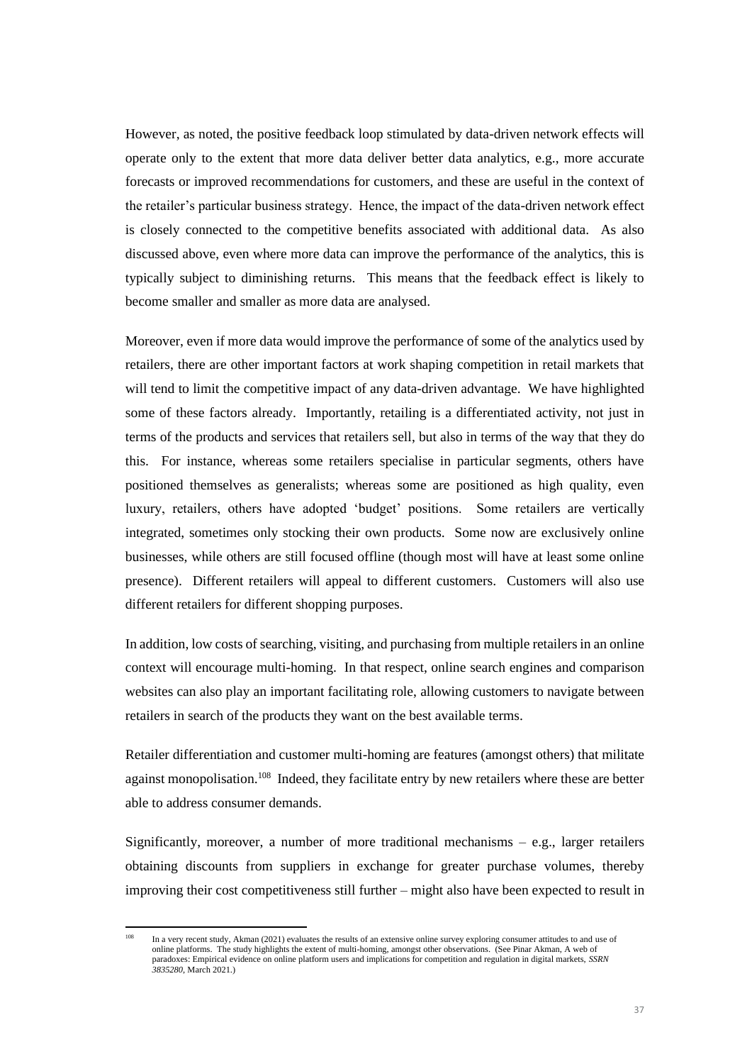However, as noted, the positive feedback loop stimulated by data-driven network effects will operate only to the extent that more data deliver better data analytics, e.g., more accurate forecasts or improved recommendations for customers, and these are useful in the context of the retailer's particular business strategy. Hence, the impact of the data-driven network effect is closely connected to the competitive benefits associated with additional data. As also discussed above, even where more data can improve the performance of the analytics, this is typically subject to diminishing returns. This means that the feedback effect is likely to become smaller and smaller as more data are analysed.

Moreover, even if more data would improve the performance of some of the analytics used by retailers, there are other important factors at work shaping competition in retail markets that will tend to limit the competitive impact of any data-driven advantage. We have highlighted some of these factors already. Importantly, retailing is a differentiated activity, not just in terms of the products and services that retailers sell, but also in terms of the way that they do this. For instance, whereas some retailers specialise in particular segments, others have positioned themselves as generalists; whereas some are positioned as high quality, even luxury, retailers, others have adopted 'budget' positions. Some retailers are vertically integrated, sometimes only stocking their own products. Some now are exclusively online businesses, while others are still focused offline (though most will have at least some online presence). Different retailers will appeal to different customers. Customers will also use different retailers for different shopping purposes.

In addition, low costs of searching, visiting, and purchasing from multiple retailers in an online context will encourage multi-homing. In that respect, online search engines and comparison websites can also play an important facilitating role, allowing customers to navigate between retailers in search of the products they want on the best available terms.

Retailer differentiation and customer multi-homing are features (amongst others) that militate against monopolisation.[108] Indeed, they facilitate entry by new retailers where these are better able to address consumer demands.

Significantly, moreover, a number of more traditional mechanisms – e.g., larger retailers obtaining discounts from suppliers in exchange for greater purchase volumes, thereby improving their cost competitiveness still further – might also have been expected to result in

[108] In a very recent study, Akman (2021) evaluates the results of an extensive online survey exploring consumer attitudes to and use of online platforms. The study highlights the extent of multi-homing, amongst other observations. (See Pinar Akman, A web of paradoxes: Empirical evidence on online platform users and implications for competition and regulation in digital markets, *SSRN 3835280*, March 2021.)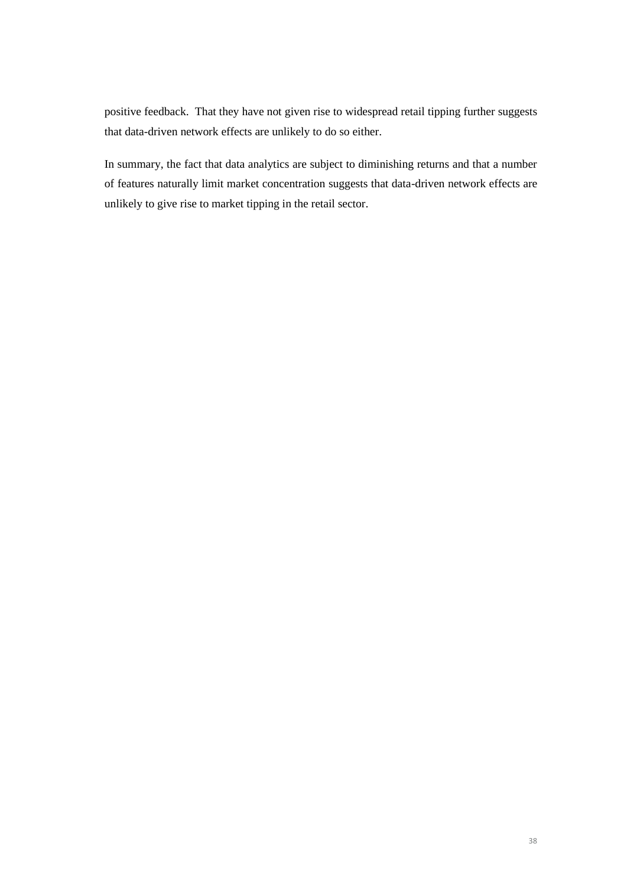positive feedback. That they have not given rise to widespread retail tipping further suggests that data-driven network effects are unlikely to do so either.

In summary, the fact that data analytics are subject to diminishing returns and that a number of features naturally limit market concentration suggests that data-driven network effects are unlikely to give rise to market tipping in the retail sector.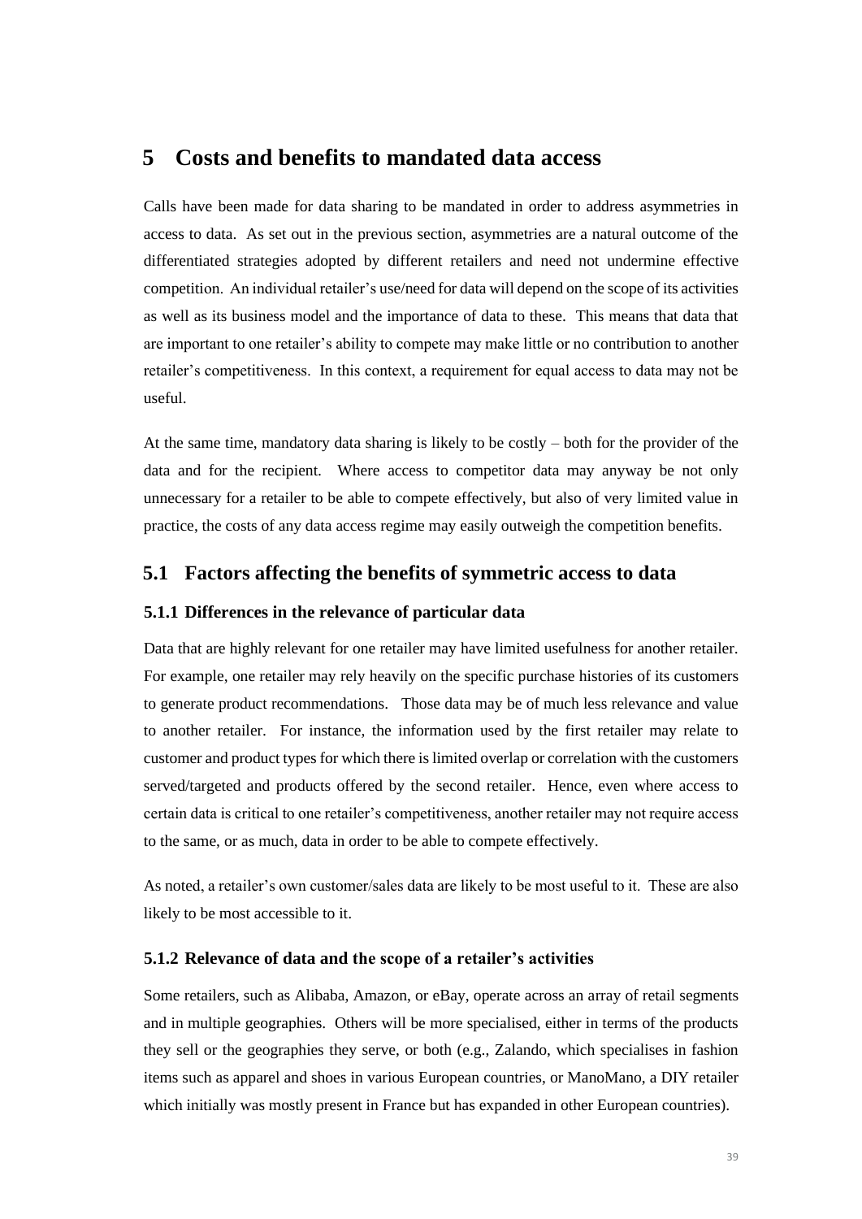# 5 Costs and benefits to mandated data access

Calls have been made for data sharing to be mandated in order to address asymmetries in access to data. As set out in the previous section, asymmetries are a natural outcome of the differentiated strategies adopted by different retailers and need not undermine effective competition. An individual retailer's use/need for data will depend on the scope of its activities as well as its business model and the importance of data to these. This means that data that are important to one retailer's ability to compete may make little or no contribution to another retailer's competitiveness. In this context, a requirement for equal access to data may not be useful.

At the same time, mandatory data sharing is likely to be costly – both for the provider of the data and for the recipient. Where access to competitor data may anyway be not only unnecessary for a retailer to be able to compete effectively, but also of very limited value in practice, the costs of any data access regime may easily outweigh the competition benefits.

## 5.1 Factors affecting the benefits of symmetric access to data

### 5.1.1 Differences in the relevance of particular data

Data that are highly relevant for one retailer may have limited usefulness for another retailer. For example, one retailer may rely heavily on the specific purchase histories of its customers to generate product recommendations. Those data may be of much less relevance and value to another retailer. For instance, the information used by the first retailer may relate to customer and product types for which there is limited overlap or correlation with the customers served/targeted and products offered by the second retailer. Hence, even where access to certain data is critical to one retailer's competitiveness, another retailer may not require access to the same, or as much, data in order to be able to compete effectively.

As noted, a retailer's own customer/sales data are likely to be most useful to it. These are also likely to be most accessible to it.

### 5.1.2 Relevance of data and the scope of a retailer's activities

Some retailers, such as Alibaba, Amazon, or eBay, operate across an array of retail segments and in multiple geographies. Others will be more specialised, either in terms of the products they sell or the geographies they serve, or both (e.g., Zalando, which specialises in fashion items such as apparel and shoes in various European countries, or ManoMano, a DIY retailer which initially was mostly present in France but has expanded in other European countries).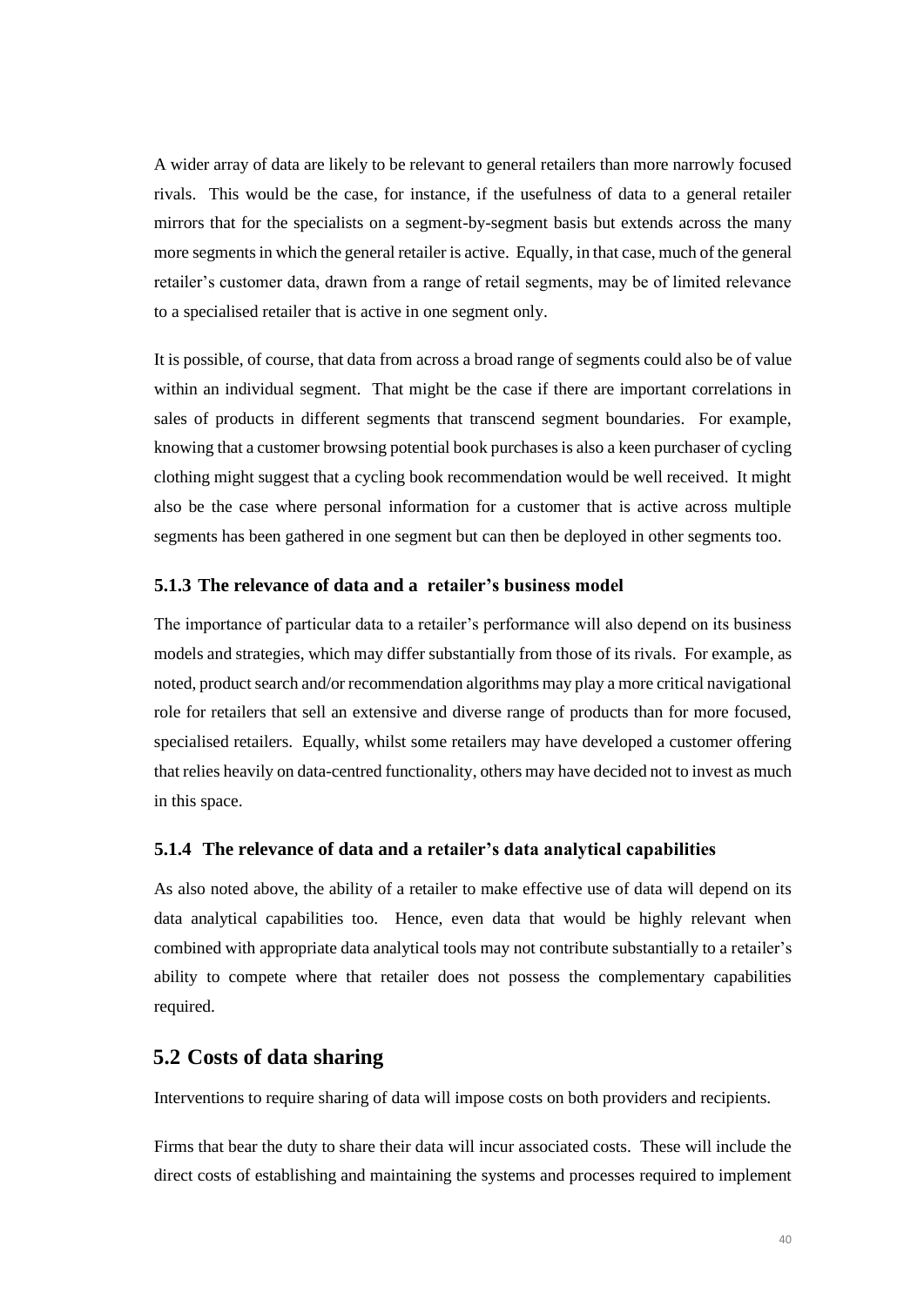A wider array of data are likely to be relevant to general retailers than more narrowly focused rivals. This would be the case, for instance, if the usefulness of data to a general retailer mirrors that for the specialists on a segment-by-segment basis but extends across the many more segments in which the general retailer is active. Equally, in that case, much of the general retailer's customer data, drawn from a range of retail segments, may be of limited relevance to a specialised retailer that is active in one segment only.

It is possible, of course, that data from across a broad range of segments could also be of value within an individual segment. That might be the case if there are important correlations in sales of products in different segments that transcend segment boundaries. For example, knowing that a customer browsing potential book purchases is also a keen purchaser of cycling clothing might suggest that a cycling book recommendation would be well received. It might also be the case where personal information for a customer that is active across multiple segments has been gathered in one segment but can then be deployed in other segments too.

### 5.1.3 The relevance of data and a retailer's business model

The importance of particular data to a retailer's performance will also depend on its business models and strategies, which may differ substantially from those of its rivals. For example, as noted, product search and/or recommendation algorithms may play a more critical navigational role for retailers that sell an extensive and diverse range of products than for more focused, specialised retailers. Equally, whilst some retailers may have developed a customer offering that relies heavily on data-centred functionality, others may have decided not to invest as much in this space.

### 5.1.4 The relevance of data and a retailer's data analytical capabilities

As also noted above, the ability of a retailer to make effective use of data will depend on its data analytical capabilities too. Hence, even data that would be highly relevant when combined with appropriate data analytical tools may not contribute substantially to a retailer's ability to compete where that retailer does not possess the complementary capabilities required.

## 5.2 Costs of data sharing

Interventions to require sharing of data will impose costs on both providers and recipients.

Firms that bear the duty to share their data will incur associated costs. These will include the direct costs of establishing and maintaining the systems and processes required to implement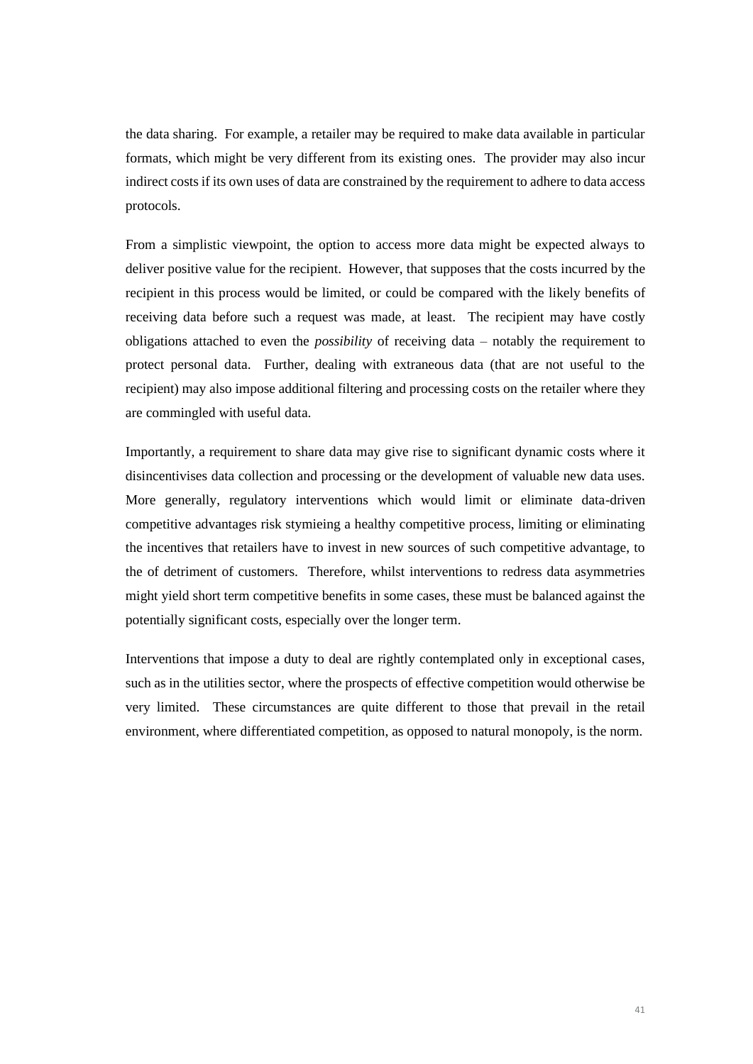the data sharing. For example, a retailer may be required to make data available in particular formats, which might be very different from its existing ones. The provider may also incur indirect costs if its own uses of data are constrained by the requirement to adhere to data access protocols.

From a simplistic viewpoint, the option to access more data might be expected always to deliver positive value for the recipient. However, that supposes that the costs incurred by the recipient in this process would be limited, or could be compared with the likely benefits of receiving data before such a request was made, at least. The recipient may have costly obligations attached to even the *possibility* of receiving data – notably the requirement to protect personal data. Further, dealing with extraneous data (that are not useful to the recipient) may also impose additional filtering and processing costs on the retailer where they are commingled with useful data.

Importantly, a requirement to share data may give rise to significant dynamic costs where it disincentivises data collection and processing or the development of valuable new data uses. More generally, regulatory interventions which would limit or eliminate data-driven competitive advantages risk stymieing a healthy competitive process, limiting or eliminating the incentives that retailers have to invest in new sources of such competitive advantage, to the of detriment of customers. Therefore, whilst interventions to redress data asymmetries might yield short term competitive benefits in some cases, these must be balanced against the potentially significant costs, especially over the longer term.

Interventions that impose a duty to deal are rightly contemplated only in exceptional cases, such as in the utilities sector, where the prospects of effective competition would otherwise be very limited. These circumstances are quite different to those that prevail in the retail environment, where differentiated competition, as opposed to natural monopoly, is the norm.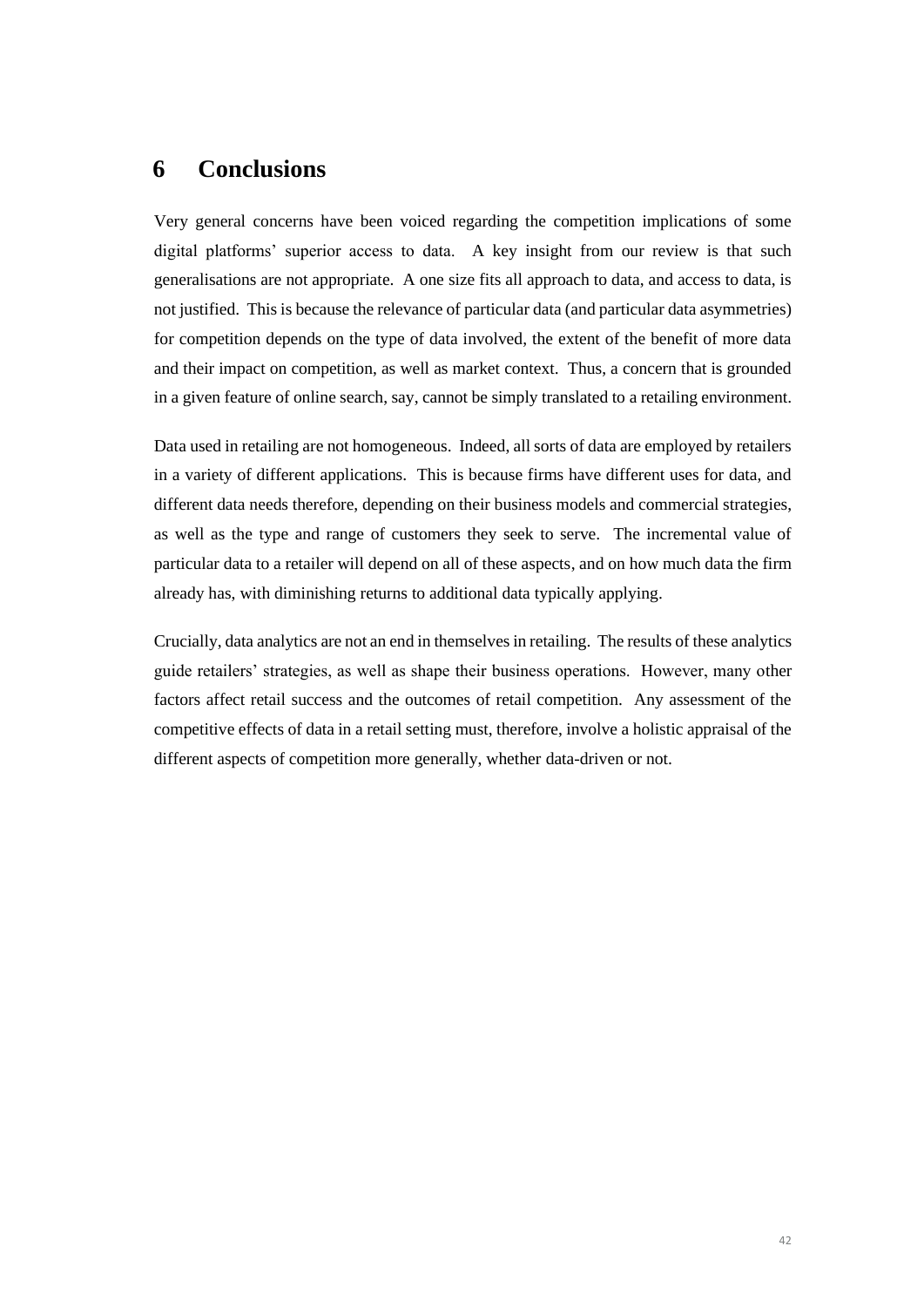# 6 Conclusions

Very general concerns have been voiced regarding the competition implications of some digital platforms' superior access to data. A key insight from our review is that such generalisations are not appropriate. A one size fits all approach to data, and access to data, is not justified. This is because the relevance of particular data (and particular data asymmetries) for competition depends on the type of data involved, the extent of the benefit of more data and their impact on competition, as well as market context. Thus, a concern that is grounded in a given feature of online search, say, cannot be simply translated to a retailing environment.

Data used in retailing are not homogeneous. Indeed, all sorts of data are employed by retailers in a variety of different applications. This is because firms have different uses for data, and different data needs therefore, depending on their business models and commercial strategies, as well as the type and range of customers they seek to serve. The incremental value of particular data to a retailer will depend on all of these aspects, and on how much data the firm already has, with diminishing returns to additional data typically applying.

Crucially, data analytics are not an end in themselves in retailing. The results of these analytics guide retailers' strategies, as well as shape their business operations. However, many other factors affect retail success and the outcomes of retail competition. Any assessment of the competitive effects of data in a retail setting must, therefore, involve a holistic appraisal of the different aspects of competition more generally, whether data-driven or not.